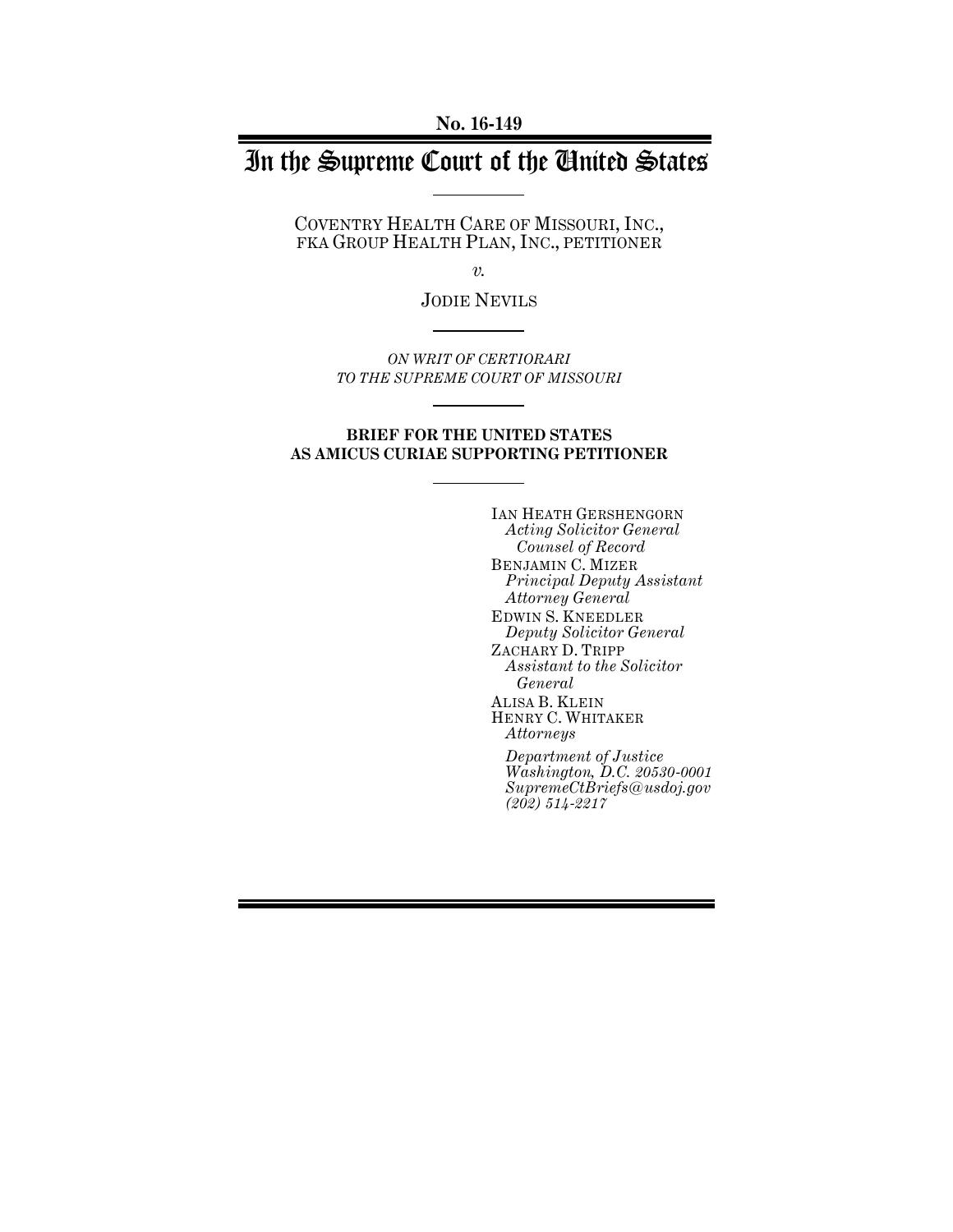**No. 16-149**

# In the Supreme Court of the United States

COVENTRY HEALTH CARE OF MISSOURI, INC., FKA GROUP HEALTH PLAN, INC., PETITIONER

*v.*

JODIE NEVILS

*ON WRIT OF CERTIORARI TO THE SUPREME COURT OF MISSOURI*

**BRIEF FOR THE UNITED STATES AS AMICUS CURIAE SUPPORTING PETITIONER**

IAN HEATH GERSHENGORN
*Acting Solicitor General*
*Counsel of Record*

BENJAMIN C. MIZER
*Principal Deputy Assistant Attorney General*

EDWIN S. KNEEDLER
*Deputy Solicitor General*

ZACHARY D. TRIPP
*Assistant to the Solicitor General*

ALISA B. KLEIN
HENRY C. WHITAKER
*Attorneys*

*Department of Justice*
*Washington, D.C. 20530-0001*
*SupremeCtBriefs@usdoj.gov*
*(202) 514-2217*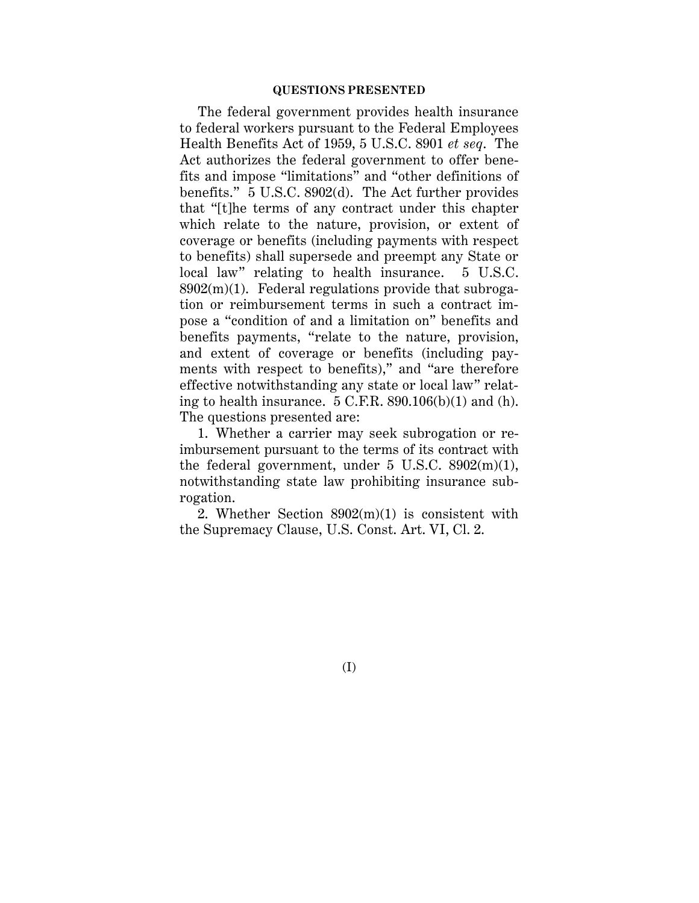## QUESTIONS PRESENTED

The federal government provides health insurance to federal workers pursuant to the Federal Employees Health Benefits Act of 1959, 5 U.S.C. 8901 *et seq*. The Act authorizes the federal government to offer benefits and impose "limitations" and "other definitions of benefits." 5 U.S.C. 8902(d). The Act further provides that "[t]he terms of any contract under this chapter which relate to the nature, provision, or extent of coverage or benefits (including payments with respect to benefits) shall supersede and preempt any State or local law" relating to health insurance. 5 U.S.C. 8902(m)(1). Federal regulations provide that subrogation or reimbursement terms in such a contract impose a "condition of and a limitation on" benefits and benefits payments, "relate to the nature, provision, and extent of coverage or benefits (including payments with respect to benefits)," and "are therefore effective notwithstanding any state or local law" relating to health insurance. 5 C.F.R. 890.106(b)(1) and (h). The questions presented are:

1. Whether a carrier may seek subrogation or reimbursement pursuant to the terms of its contract with the federal government, under 5 U.S.C. 8902(m)(1), notwithstanding state law prohibiting insurance subrogation.

2. Whether Section 8902(m)(1) is consistent with the Supremacy Clause, U.S. Const. Art. VI, Cl. 2.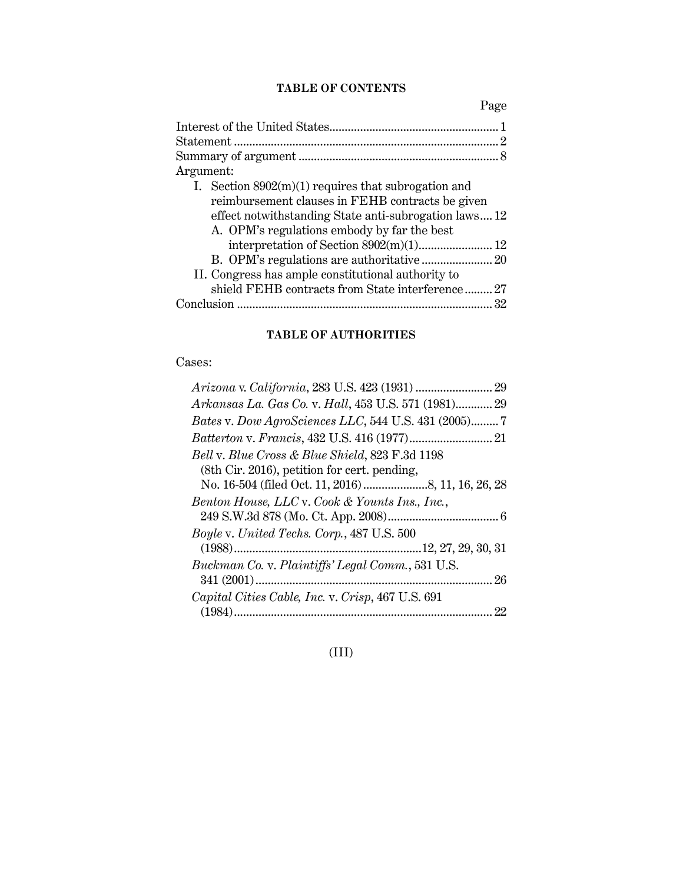## TABLE OF CONTENTS

Page

Interest of the United States ........................................................ 1

Statement ........................................................................................ 2

Summary of argument .................................................................. 8

Argument:

- I. Section 8902(m)(1) requires that subrogation and reimbursement clauses in FEHB contracts be given effect notwithstanding State anti-subrogation laws .... 12
  - A. OPM's regulations embody by far the best interpretation of Section 8902(m)(1) ........................ 12
  - B. OPM's regulations are authoritative ...................... 20
- II. Congress has ample constitutional authority to shield FEHB contracts from State interference ......... 27

Conclusion ...................................................................................... 32

## TABLE OF AUTHORITIES

Cases:

*Arizona* v. *California*, 283 U.S. 423 (1931) ......................... 29

*Arkansas La. Gas Co.* v. *Hall*, 453 U.S. 571 (1981) ............ 29

*Bates* v. *Dow AgroSciences LLC*, 544 U.S. 431 (2005) ......... 7

*Batterton* v. *Francis*, 432 U.S. 416 (1977) ........................... 21

*Bell* v. *Blue Cross & Blue Shield*, 823 F.3d 1198 (8th Cir. 2016), petition for cert. pending, No. 16-504 (filed Oct. 11, 2016) ..................... 8, 11, 16, 26, 28

*Benton House, LLC* v. *Cook & Younts Ins., Inc.*, 249 S.W.3d 878 (Mo. Ct. App. 2008) .................................... 6

*Boyle* v. *United Techs. Corp.*, 487 U.S. 500 (1988) ............................................................ 12, 27, 29, 30, 31

*Buckman Co.* v. *Plaintiffs' Legal Comm.*, 531 U.S. 341 (2001) ............................................................................ 26

*Capital Cities Cable, Inc.* v. *Crisp*, 467 U.S. 691 (1984) .................................................................................. 22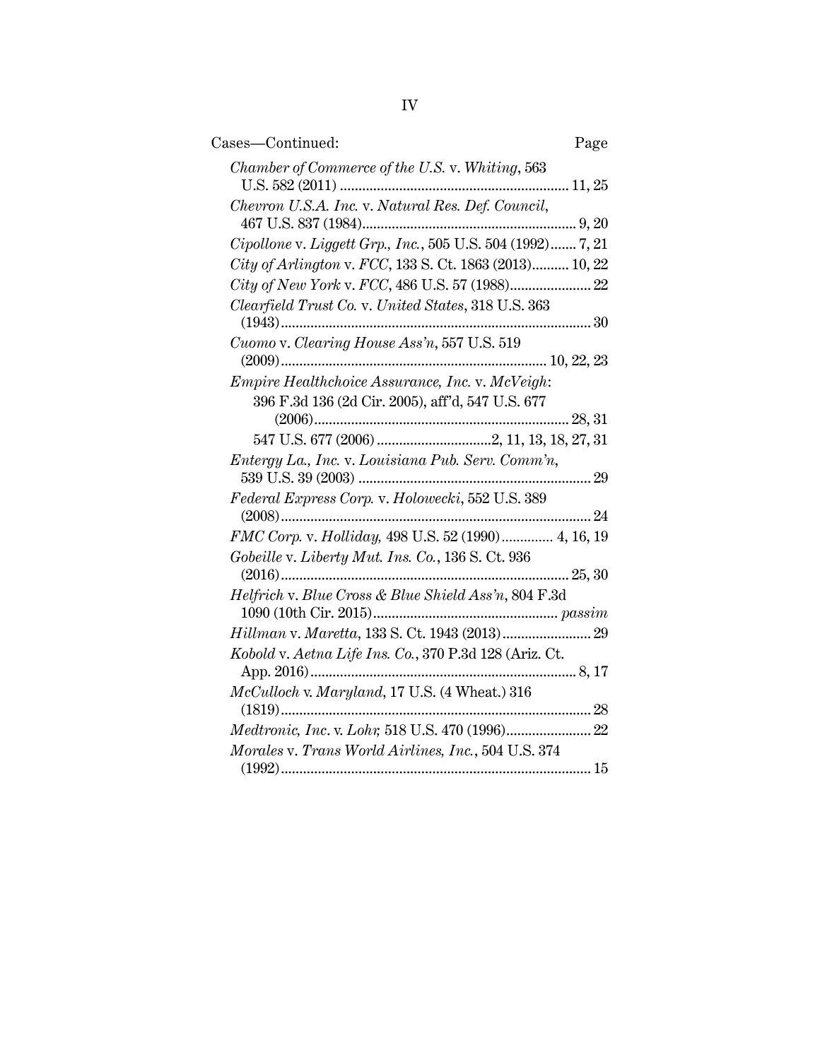Cases—Continued: Page

*Chamber of Commerce of the U.S.* v. *Whiting*, 563 U.S. 582 (2011) .............................................................. 11, 25

*Chevron U.S.A. Inc.* v. *Natural Res. Def. Council*, 467 U.S. 837 (1984).......................................................... 9, 20

*Cipollone* v. *Liggett Grp., Inc.*, 505 U.S. 504 (1992)....... 7, 21

*City of Arlington* v. *FCC*, 133 S. Ct. 1863 (2013).......... 10, 22

*City of New York* v. *FCC*, 486 U.S. 57 (1988)...................... 22

*Clearfield Trust Co.* v. *United States*, 318 U.S. 363 (1943)..................................................................................... 30

*Cuomo* v. *Clearing House Ass'n*, 557 U.S. 519 (2009)........................................................................ 10, 22, 23

*Empire Healthchoice Assurance, Inc.* v. *McVeigh*:

- 396 F.3d 136 (2d Cir. 2005), aff'd, 547 U.S. 677 (2006)..................................................................... 28, 31
- 547 U.S. 677 (2006)..............................2, 11, 13, 18, 27, 31

*Entergy La., Inc.* v. *Louisiana Pub. Serv. Comm'n*, 539 U.S. 39 (2003) .............................................................. 29

*Federal Express Corp.* v. *Holowecki*, 552 U.S. 389 (2008)..................................................................................... 24

*FMC Corp.* v. *Holliday*, 498 U.S. 52 (1990).............. 4, 16, 19

*Gobeille* v. *Liberty Mut. Ins. Co.*, 136 S. Ct. 936 (2016).............................................................................. 25, 30

*Helfrich* v. *Blue Cross & Blue Shield Ass'n*, 804 F.3d 1090 (10th Cir. 2015).................................................. *passim*

*Hillman* v. *Maretta*, 133 S. Ct. 1943 (2013)........................ 29

*Kobold* v. *Aetna Life Ins. Co.*, 370 P.3d 128 (Ariz. Ct. App. 2016)....................................................................... 8, 17

*McCulloch* v. *Maryland*, 17 U.S. (4 Wheat.) 316 (1819)..................................................................................... 28

*Medtronic, Inc.* v. *Lohr*, 518 U.S. 470 (1996)....................... 22

*Morales* v. *Trans World Airlines, Inc.*, 504 U.S. 374 (1992)..................................................................................... 15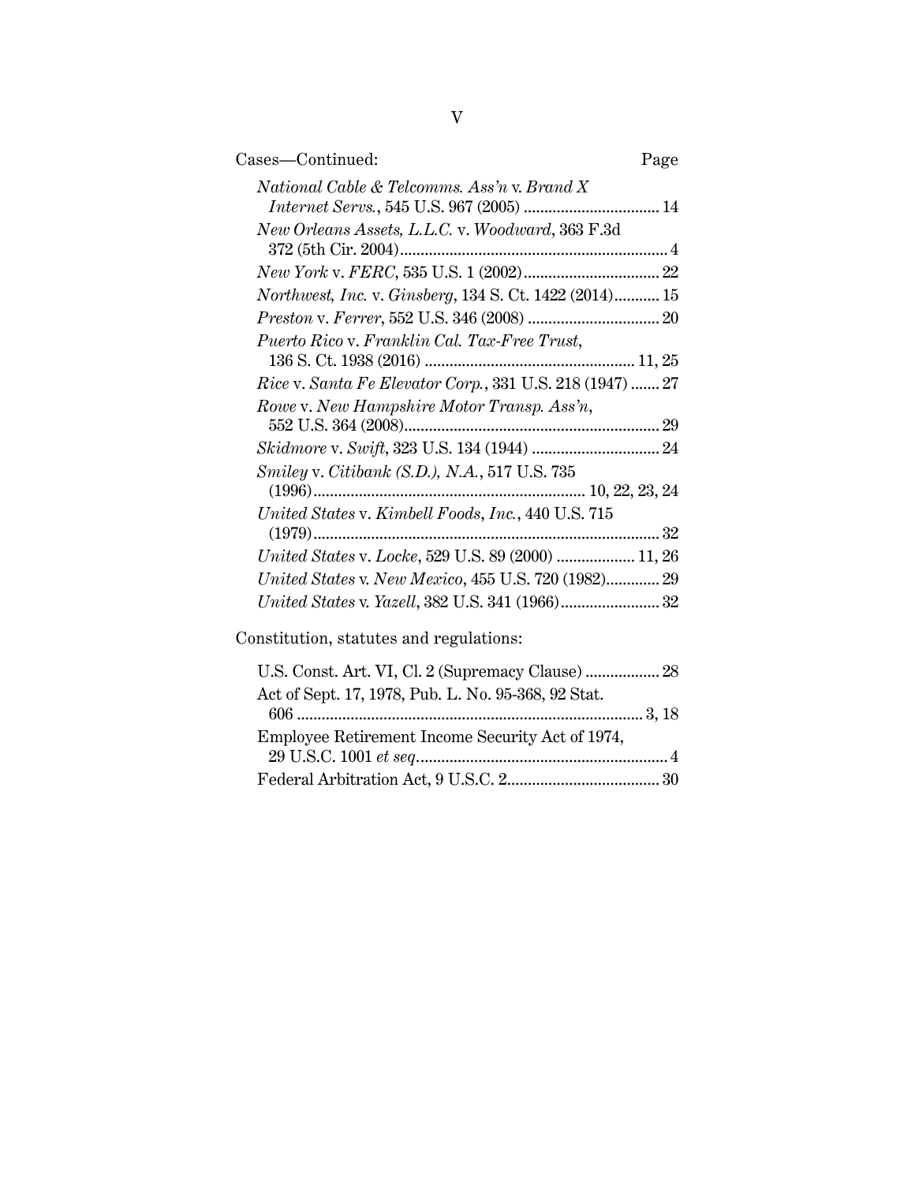Cases—Continued: Page

*National Cable & Telcomms. Ass'n* v. *Brand X Internet Servs.*, 545 U.S. 967 (2005) ................................ 14

*New Orleans Assets, L.L.C.* v. *Woodward*, 363 F.3d 372 (5th Cir. 2004)................................................................. 4

*New York* v. *FERC*, 535 U.S. 1 (2002)................................. 22

*Northwest, Inc.* v. *Ginsberg*, 134 S. Ct. 1422 (2014)........... 15

*Preston* v. *Ferrer*, 552 U.S. 346 (2008) ............................... 20

*Puerto Rico* v. *Franklin Cal. Tax-Free Trust*, 136 S. Ct. 1938 (2016) .................................................. 11, 25

*Rice* v. *Santa Fe Elevator Corp.*, 331 U.S. 218 (1947) ....... 27

*Rowe* v. *New Hampshire Motor Transp. Ass'n*, 552 U.S. 364 (2008)............................................................. 29

*Skidmore* v. *Swift*, 323 U.S. 134 (1944) ............................... 24

*Smiley* v. *Citibank (S.D.), N.A.*, 517 U.S. 735 (1996)................................................................. 10, 22, 23, 24

*United States* v. *Kimbell Foods, Inc.*, 440 U.S. 715 (1979)................................................................................... 32

*United States* v. *Locke*, 529 U.S. 89 (2000) ................... 11, 26

*United States* v. *New Mexico*, 455 U.S. 720 (1982)............. 29

*United States* v. *Yazell*, 382 U.S. 341 (1966)........................ 32

Constitution, statutes and regulations:

U.S. Const. Art. VI, Cl. 2 (Supremacy Clause) .................. 28

Act of Sept. 17, 1978, Pub. L. No. 95-368, 92 Stat. 606 ................................................................................... 3, 18

Employee Retirement Income Security Act of 1974, 29 U.S.C. 1001 *et seq*............................................................ 4

Federal Arbitration Act, 9 U.S.C. 2..................................... 30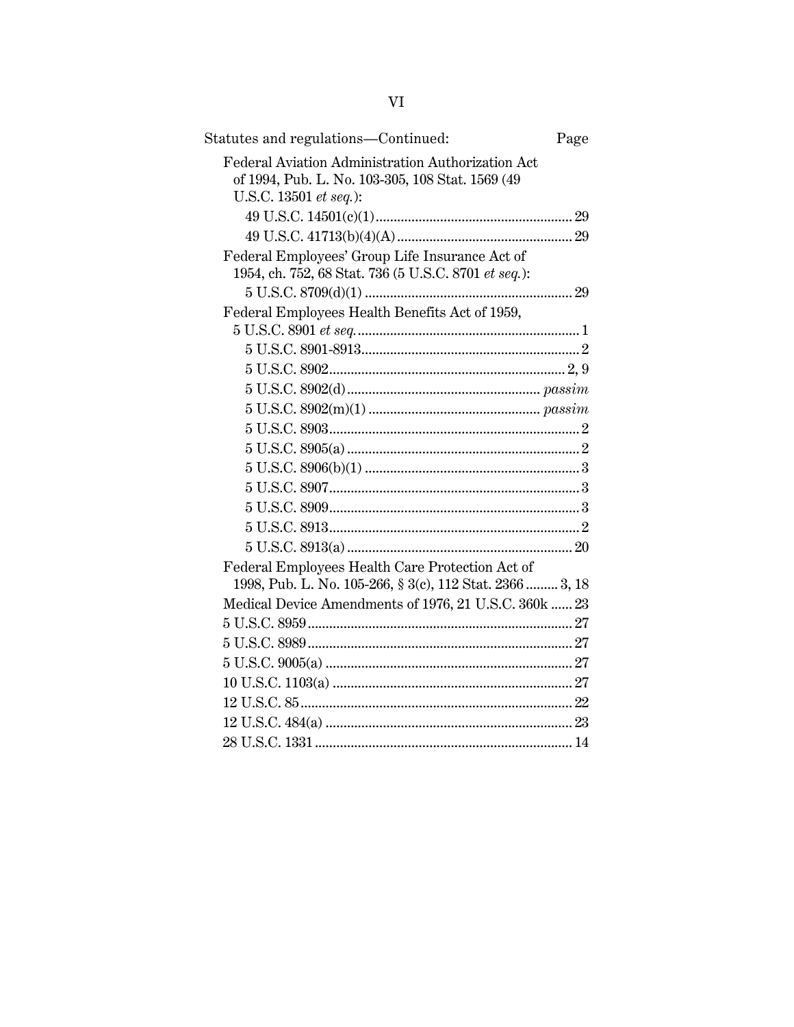Statutes and regulations—Continued: Page

Federal Aviation Administration Authorization Act of 1994, Pub. L. No. 103-305, 108 Stat. 1569 (49 U.S.C. 13501 *et seq.*):

- 49 U.S.C. 14501(c)(1) .......... 29
- 49 U.S.C. 41713(b)(4)(A) .......... 29

Federal Employees' Group Life Insurance Act of 1954, ch. 752, 68 Stat. 736 (5 U.S.C. 8701 *et seq.*):

- 5 U.S.C. 8709(d)(1) .......... 29

Federal Employees Health Benefits Act of 1959, 5 U.S.C. 8901 *et seq.* .......... 1

- 5 U.S.C. 8901-8913 .......... 2
- 5 U.S.C. 8902 .......... 2, 9
- 5 U.S.C. 8902(d) .......... *passim*
- 5 U.S.C. 8902(m)(1) .......... *passim*
- 5 U.S.C. 8903 .......... 2
- 5 U.S.C. 8905(a) .......... 2
- 5 U.S.C. 8906(b)(1) .......... 3
- 5 U.S.C. 8907 .......... 3
- 5 U.S.C. 8909 .......... 3
- 5 U.S.C. 8913 .......... 2
- 5 U.S.C. 8913(a) .......... 20

Federal Employees Health Care Protection Act of 1998, Pub. L. No. 105-266, § 3(c), 112 Stat. 2366 .......... 3, 18

Medical Device Amendments of 1976, 21 U.S.C. 360k .......... 23

5 U.S.C. 8959 .......... 27

5 U.S.C. 8989 .......... 27

5 U.S.C. 9005(a) .......... 27

10 U.S.C. 1103(a) .......... 27

12 U.S.C. 85 .......... 22

12 U.S.C. 484(a) .......... 23

28 U.S.C. 1331 .......... 14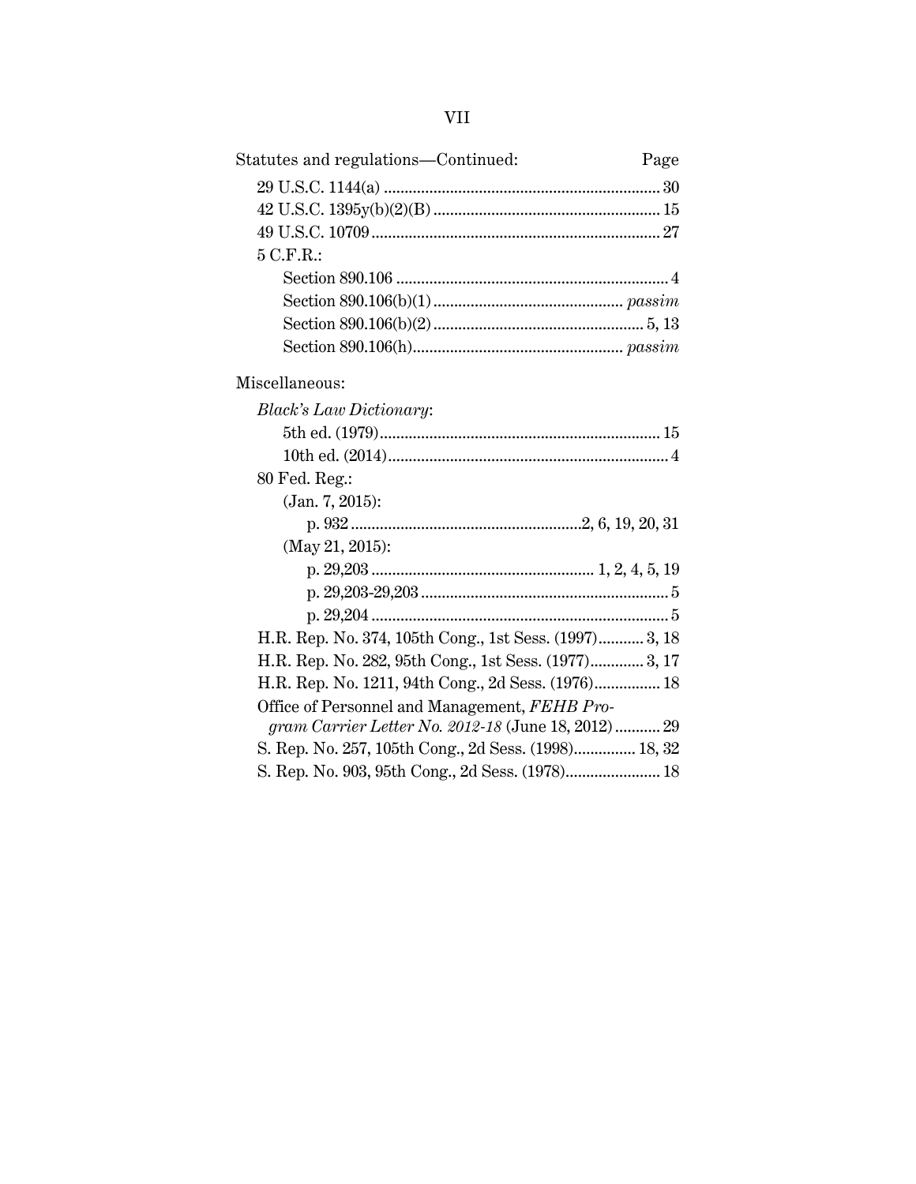Statutes and regulations—Continued: Page

29 U.S.C. 1144(a) .......... 30
42 U.S.C. 1395y(b)(2)(B) .......... 15
49 U.S.C. 10709 .......... 27
5 C.F.R.:
  Section 890.106 .......... 4
  Section 890.106(b)(1) .......... *passim*
  Section 890.106(b)(2) .......... 5, 13
  Section 890.106(h) .......... *passim*

Miscellaneous:

*Black's Law Dictionary*:
  5th ed. (1979) .......... 15
  10th ed. (2014) .......... 4
80 Fed. Reg.:
  (Jan. 7, 2015):
    p. 932 .......... 2, 6, 19, 20, 31
  (May 21, 2015):
    p. 29,203 .......... 1, 2, 4, 5, 19
    p. 29,203-29,203 .......... 5
    p. 29,204 .......... 5
H.R. Rep. No. 374, 105th Cong., 1st Sess. (1997) .......... 3, 18
H.R. Rep. No. 282, 95th Cong., 1st Sess. (1977) .......... 3, 17
H.R. Rep. No. 1211, 94th Cong., 2d Sess. (1976) .......... 18
Office of Personnel and Management, *FEHB Program Carrier Letter No. 2012-18* (June 18, 2012) .......... 29
S. Rep. No. 257, 105th Cong., 2d Sess. (1998) .......... 18, 32
S. Rep. No. 903, 95th Cong., 2d Sess. (1978) .......... 18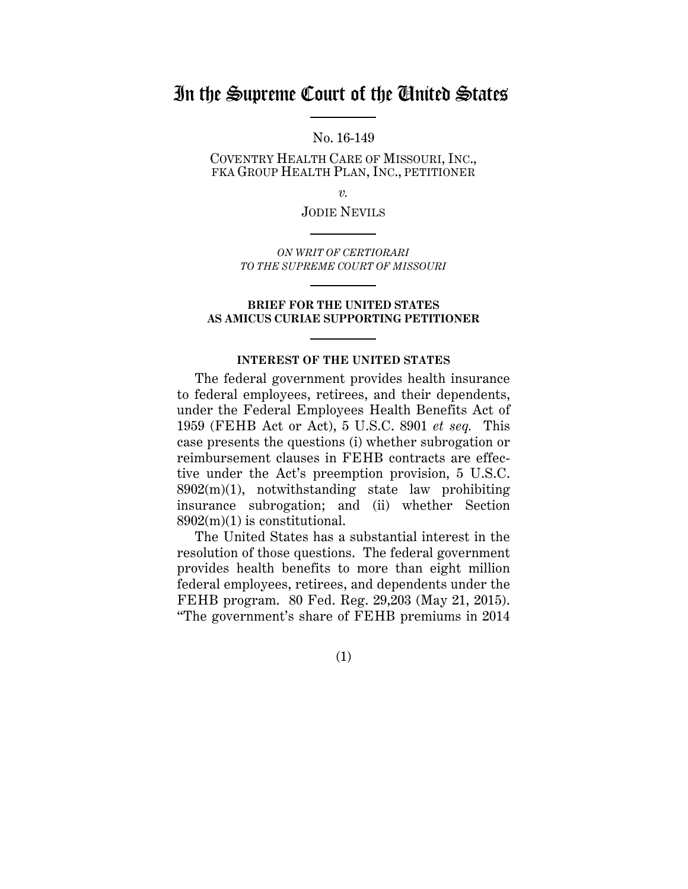# In the Supreme Court of the United States

No. 16-149

COVENTRY HEALTH CARE OF MISSOURI, INC., FKA GROUP HEALTH PLAN, INC., PETITIONER

*v.*

JODIE NEVILS

*ON WRIT OF CERTIORARI TO THE SUPREME COURT OF MISSOURI*

**BRIEF FOR THE UNITED STATES AS AMICUS CURIAE SUPPORTING PETITIONER**

## INTEREST OF THE UNITED STATES

The federal government provides health insurance to federal employees, retirees, and their dependents, under the Federal Employees Health Benefits Act of 1959 (FEHB Act or Act), 5 U.S.C. 8901 *et seq.* This case presents the questions (i) whether subrogation or reimbursement clauses in FEHB contracts are effective under the Act's preemption provision, 5 U.S.C. 8902(m)(1), notwithstanding state law prohibiting insurance subrogation; and (ii) whether Section 8902(m)(1) is constitutional.

The United States has a substantial interest in the resolution of those questions. The federal government provides health benefits to more than eight million federal employees, retirees, and dependents under the FEHB program. 80 Fed. Reg. 29,203 (May 21, 2015). "The government's share of FEHB premiums in 2014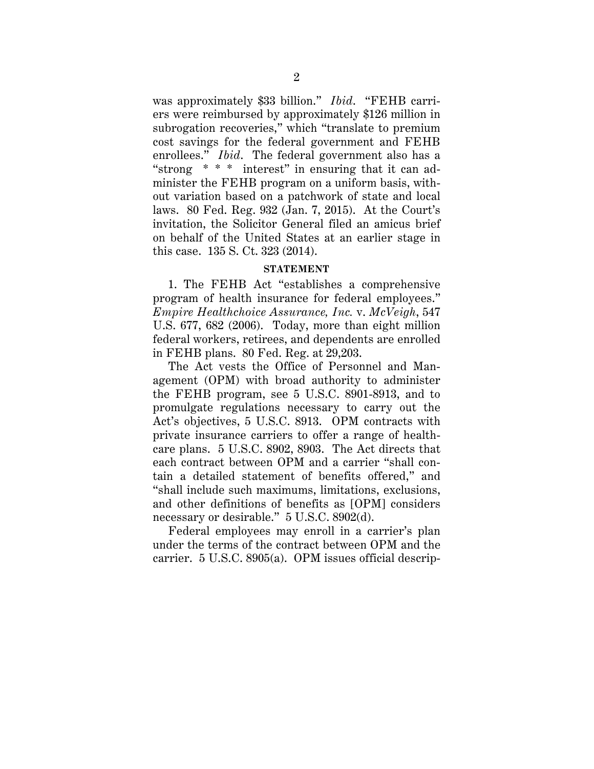was approximately $33 billion." *Ibid.* "FEHB carriers were reimbursed by approximately $126 million in subrogation recoveries," which "translate to premium cost savings for the federal government and FEHB enrollees." *Ibid.* The federal government also has a "strong * * * interest" in ensuring that it can administer the FEHB program on a uniform basis, without variation based on a patchwork of state and local laws. 80 Fed. Reg. 932 (Jan. 7, 2015). At the Court's invitation, the Solicitor General filed an amicus brief on behalf of the United States at an earlier stage in this case. 135 S. Ct. 323 (2014).

## STATEMENT

1. The FEHB Act "establishes a comprehensive program of health insurance for federal employees." *Empire Healthchoice Assurance, Inc.* v. *McVeigh*, 547 U.S. 677, 682 (2006). Today, more than eight million federal workers, retirees, and dependents are enrolled in FEHB plans. 80 Fed. Reg. at 29,203.

The Act vests the Office of Personnel and Management (OPM) with broad authority to administer the FEHB program, see 5 U.S.C. 8901-8913, and to promulgate regulations necessary to carry out the Act's objectives, 5 U.S.C. 8913. OPM contracts with private insurance carriers to offer a range of health-care plans. 5 U.S.C. 8902, 8903. The Act directs that each contract between OPM and a carrier "shall contain a detailed statement of benefits offered," and "shall include such maximums, limitations, exclusions, and other definitions of benefits as [OPM] considers necessary or desirable." 5 U.S.C. 8902(d).

Federal employees may enroll in a carrier's plan under the terms of the contract between OPM and the carrier. 5 U.S.C. 8905(a). OPM issues official descrip-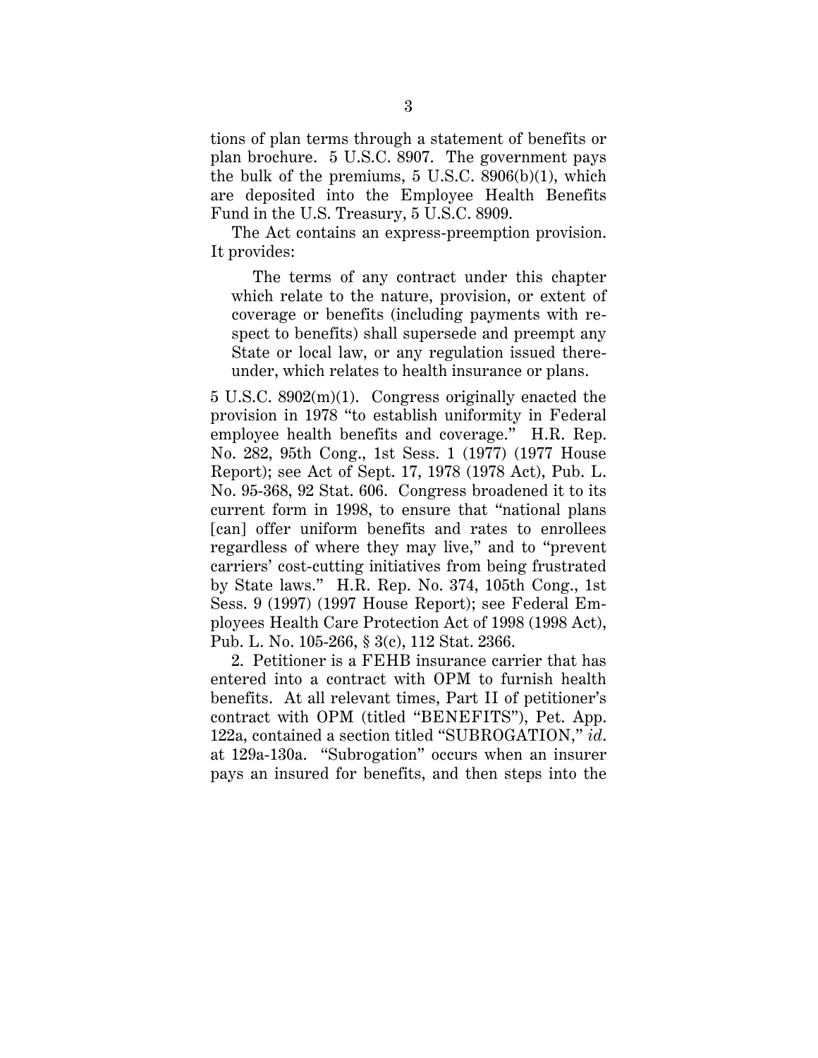tions of plan terms through a statement of benefits or plan brochure. 5 U.S.C. 8907. The government pays the bulk of the premiums, 5 U.S.C. 8906(b)(1), which are deposited into the Employee Health Benefits Fund in the U.S. Treasury, 5 U.S.C. 8909.

The Act contains an express-preemption provision. It provides:

> The terms of any contract under this chapter which relate to the nature, provision, or extent of coverage or benefits (including payments with respect to benefits) shall supersede and preempt any State or local law, or any regulation issued thereunder, which relates to health insurance or plans.

5 U.S.C. 8902(m)(1). Congress originally enacted the provision in 1978 "to establish uniformity in Federal employee health benefits and coverage." H.R. Rep. No. 282, 95th Cong., 1st Sess. 1 (1977) (1977 House Report); see Act of Sept. 17, 1978 (1978 Act), Pub. L. No. 95-368, 92 Stat. 606. Congress broadened it to its current form in 1998, to ensure that "national plans [can] offer uniform benefits and rates to enrollees regardless of where they may live," and to "prevent carriers' cost-cutting initiatives from being frustrated by State laws." H.R. Rep. No. 374, 105th Cong., 1st Sess. 9 (1997) (1997 House Report); see Federal Employees Health Care Protection Act of 1998 (1998 Act), Pub. L. No. 105-266, § 3(c), 112 Stat. 2366.

2. Petitioner is a FEHB insurance carrier that has entered into a contract with OPM to furnish health benefits. At all relevant times, Part II of petitioner's contract with OPM (titled "BENEFITS"), Pet. App. 122a, contained a section titled "SUBROGATION," *id.* at 129a-130a. "Subrogation" occurs when an insurer pays an insured for benefits, and then steps into the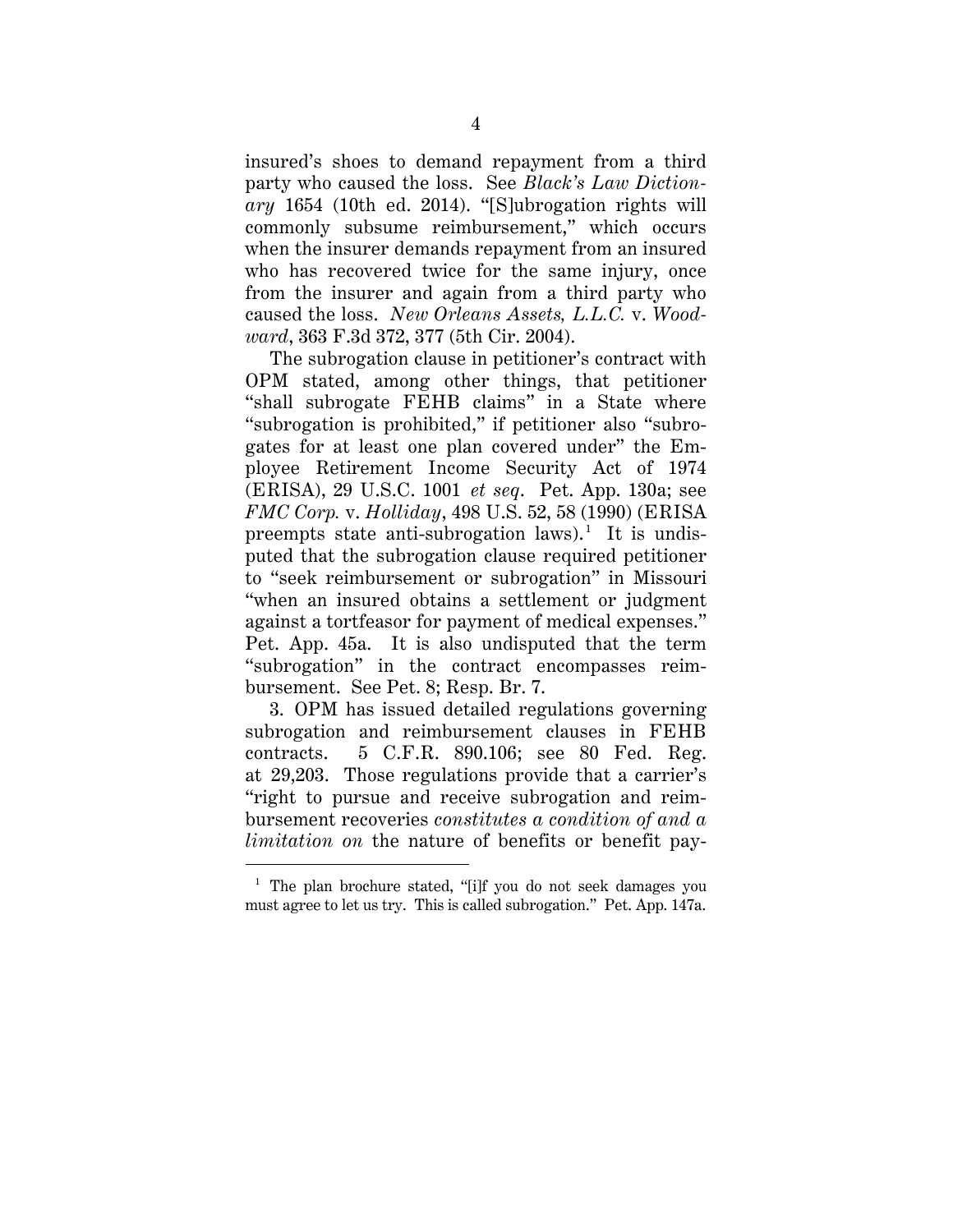insured's shoes to demand repayment from a third party who caused the loss. See *Black's Law Dictionary* 1654 (10th ed. 2014). "[S]ubrogation rights will commonly subsume reimbursement," which occurs when the insurer demands repayment from an insured who has recovered twice for the same injury, once from the insurer and again from a third party who caused the loss. *New Orleans Assets, L.L.C.* v. *Woodward*, 363 F.3d 372, 377 (5th Cir. 2004).

The subrogation clause in petitioner's contract with OPM stated, among other things, that petitioner "shall subrogate FEHB claims" in a State where "subrogation is prohibited," if petitioner also "subrogates for at least one plan covered under" the Employee Retirement Income Security Act of 1974 (ERISA), 29 U.S.C. 1001 *et seq*. Pet. App. 130a; see *FMC Corp.* v. *Holliday*, 498 U.S. 52, 58 (1990) (ERISA preempts state anti-subrogation laws).[1] It is undisputed that the subrogation clause required petitioner to "seek reimbursement or subrogation" in Missouri "when an insured obtains a settlement or judgment against a tortfeasor for payment of medical expenses." Pet. App. 45a. It is also undisputed that the term "subrogation" in the contract encompasses reimbursement. See Pet. 8; Resp. Br. 7.

3. OPM has issued detailed regulations governing subrogation and reimbursement clauses in FEHB contracts. 5 C.F.R. 890.106; see 80 Fed. Reg. at 29,203. Those regulations provide that a carrier's "right to pursue and receive subrogation and reimbursement recoveries *constitutes a condition of and a limitation on* the nature of benefits or benefit pay-

---

[1] The plan brochure stated, "[i]f you do not seek damages you must agree to let us try. This is called subrogation." Pet. App. 147a.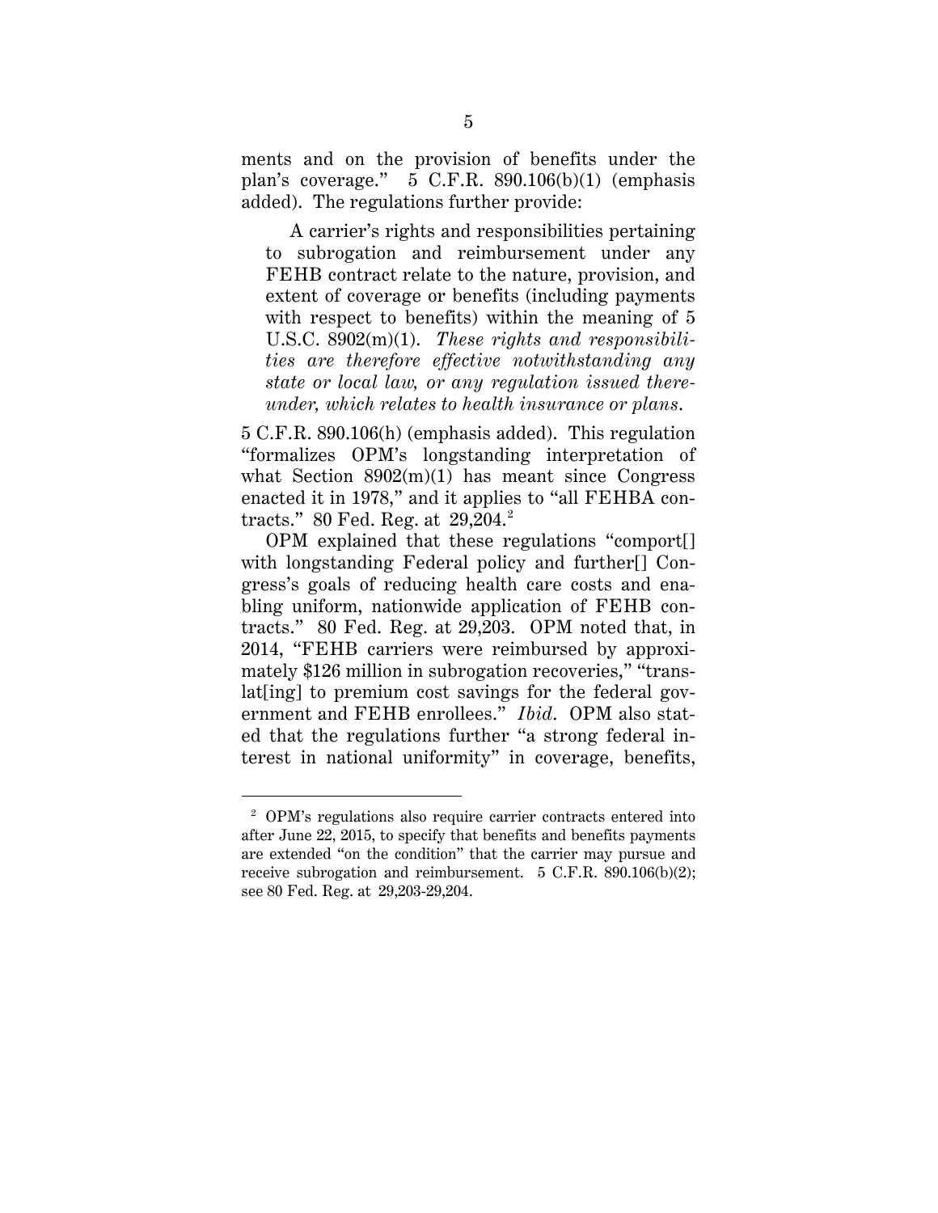ments and on the provision of benefits under the plan's coverage." 5 C.F.R. 890.106(b)(1) (emphasis added). The regulations further provide:

> A carrier's rights and responsibilities pertaining to subrogation and reimbursement under any FEHB contract relate to the nature, provision, and extent of coverage or benefits (including payments with respect to benefits) within the meaning of 5 U.S.C. 8902(m)(1). *These rights and responsibilities are therefore effective notwithstanding any state or local law, or any regulation issued thereunder, which relates to health insurance or plans.*

5 C.F.R. 890.106(h) (emphasis added). This regulation "formalizes OPM's longstanding interpretation of what Section 8902(m)(1) has meant since Congress enacted it in 1978," and it applies to "all FEHBA contracts." 80 Fed. Reg. at 29,204.[2]

OPM explained that these regulations "comport[] with longstanding Federal policy and further[] Congress's goals of reducing health care costs and enabling uniform, nationwide application of FEHB contracts." 80 Fed. Reg. at 29,203. OPM noted that, in 2014, "FEHB carriers were reimbursed by approximately $126 million in subrogation recoveries," "translat[ing] to premium cost savings for the federal government and FEHB enrollees." *Ibid.* OPM also stated that the regulations further "a strong federal interest in national uniformity" in coverage, benefits,

---

[2] OPM's regulations also require carrier contracts entered into after June 22, 2015, to specify that benefits and benefits payments are extended "on the condition" that the carrier may pursue and receive subrogation and reimbursement. 5 C.F.R. 890.106(b)(2); see 80 Fed. Reg. at 29,203-29,204.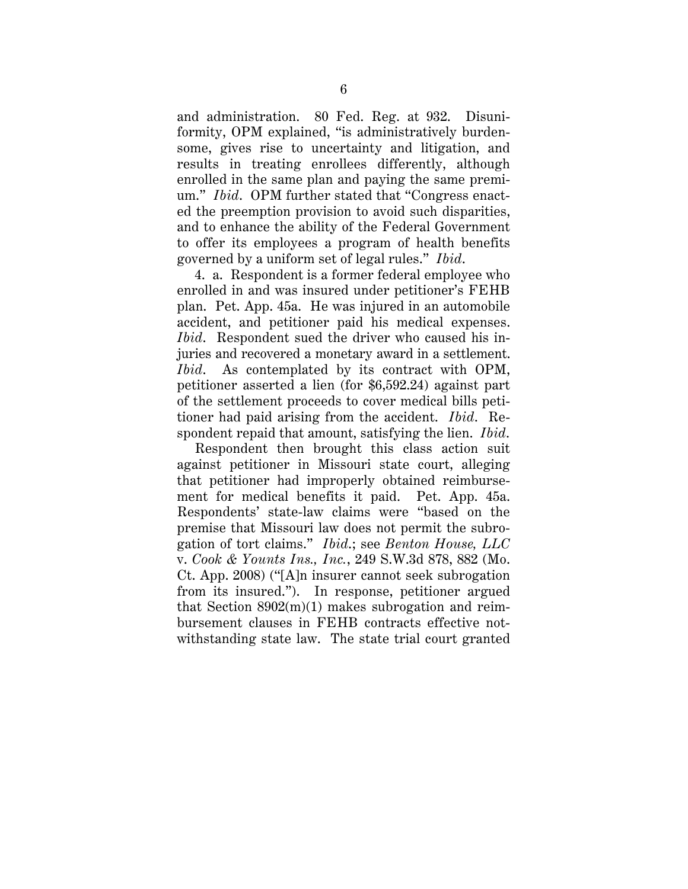and administration. 80 Fed. Reg. at 932. Disuniformity, OPM explained, "is administratively burdensome, gives rise to uncertainty and litigation, and results in treating enrollees differently, although enrolled in the same plan and paying the same premium." *Ibid*. OPM further stated that "Congress enacted the preemption provision to avoid such disparities, and to enhance the ability of the Federal Government to offer its employees a program of health benefits governed by a uniform set of legal rules." *Ibid*.

4. a. Respondent is a former federal employee who enrolled in and was insured under petitioner's FEHB plan. Pet. App. 45a. He was injured in an automobile accident, and petitioner paid his medical expenses. *Ibid*. Respondent sued the driver who caused his injuries and recovered a monetary award in a settlement. *Ibid*. As contemplated by its contract with OPM, petitioner asserted a lien (for $6,592.24) against part of the settlement proceeds to cover medical bills petitioner had paid arising from the accident. *Ibid*. Respondent repaid that amount, satisfying the lien. *Ibid*.

Respondent then brought this class action suit against petitioner in Missouri state court, alleging that petitioner had improperly obtained reimbursement for medical benefits it paid. Pet. App. 45a. Respondents' state-law claims were "based on the premise that Missouri law does not permit the subrogation of tort claims." *Ibid.*; see *Benton House, LLC* v. *Cook & Younts Ins., Inc.*, 249 S.W.3d 878, 882 (Mo. Ct. App. 2008) ("[A]n insurer cannot seek subrogation from its insured."). In response, petitioner argued that Section 8902(m)(1) makes subrogation and reimbursement clauses in FEHB contracts effective notwithstanding state law. The state trial court granted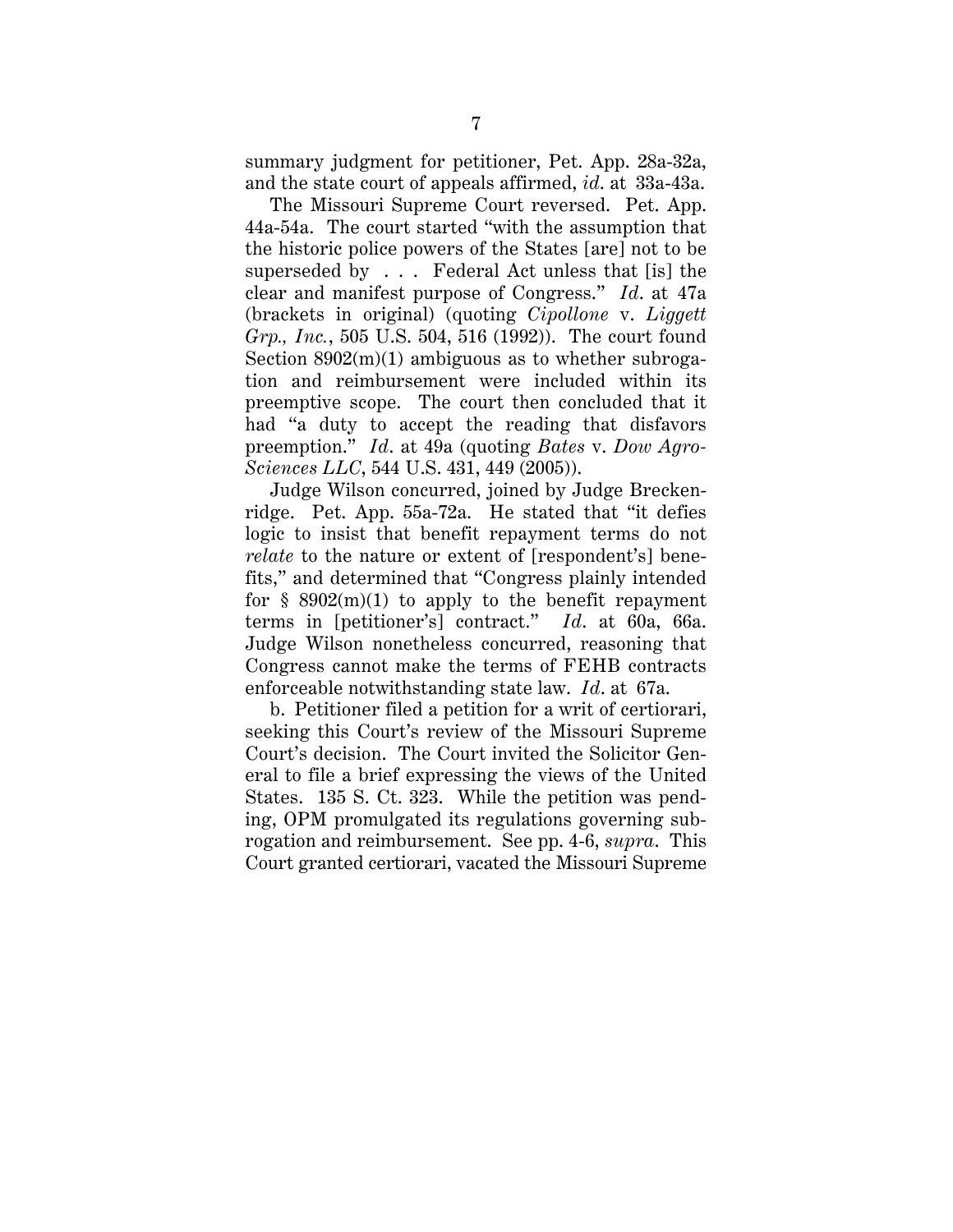summary judgment for petitioner, Pet. App. 28a-32a, and the state court of appeals affirmed, *id.* at 33a-43a.

The Missouri Supreme Court reversed. Pet. App. 44a-54a. The court started "with the assumption that the historic police powers of the States [are] not to be superseded by . . . Federal Act unless that [is] the clear and manifest purpose of Congress." *Id.* at 47a (brackets in original) (quoting *Cipollone* v. *Liggett Grp., Inc.*, 505 U.S. 504, 516 (1992)). The court found Section 8902(m)(1) ambiguous as to whether subrogation and reimbursement were included within its preemptive scope. The court then concluded that it had "a duty to accept the reading that disfavors preemption." *Id.* at 49a (quoting *Bates* v. *Dow Agro-Sciences LLC*, 544 U.S. 431, 449 (2005)).

Judge Wilson concurred, joined by Judge Breckenridge. Pet. App. 55a-72a. He stated that "it defies logic to insist that benefit repayment terms do not *relate* to the nature or extent of [respondent's] benefits," and determined that "Congress plainly intended for § 8902(m)(1) to apply to the benefit repayment terms in [petitioner's] contract." *Id.* at 60a, 66a. Judge Wilson nonetheless concurred, reasoning that Congress cannot make the terms of FEHB contracts enforceable notwithstanding state law. *Id.* at 67a.

b. Petitioner filed a petition for a writ of certiorari, seeking this Court's review of the Missouri Supreme Court's decision. The Court invited the Solicitor General to file a brief expressing the views of the United States. 135 S. Ct. 323. While the petition was pending, OPM promulgated its regulations governing subrogation and reimbursement. See pp. 4-6, *supra*. This Court granted certiorari, vacated the Missouri Supreme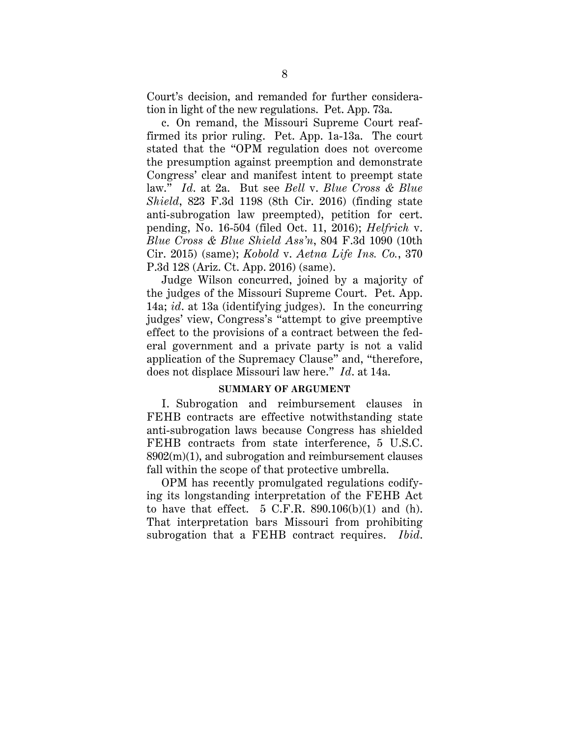Court's decision, and remanded for further consideration in light of the new regulations. Pet. App. 73a.

c. On remand, the Missouri Supreme Court reaffirmed its prior ruling. Pet. App. 1a-13a. The court stated that the "OPM regulation does not overcome the presumption against preemption and demonstrate Congress' clear and manifest intent to preempt state law." *Id.* at 2a. But see *Bell* v. *Blue Cross & Blue Shield*, 823 F.3d 1198 (8th Cir. 2016) (finding state anti-subrogation law preempted), petition for cert. pending, No. 16-504 (filed Oct. 11, 2016); *Helfrich* v. *Blue Cross & Blue Shield Ass'n*, 804 F.3d 1090 (10th Cir. 2015) (same); *Kobold* v. *Aetna Life Ins. Co.*, 370 P.3d 128 (Ariz. Ct. App. 2016) (same).

Judge Wilson concurred, joined by a majority of the judges of the Missouri Supreme Court. Pet. App. 14a; *id.* at 13a (identifying judges). In the concurring judges' view, Congress's "attempt to give preemptive effect to the provisions of a contract between the federal government and a private party is not a valid application of the Supremacy Clause" and, "therefore, does not displace Missouri law here." *Id.* at 14a.

## SUMMARY OF ARGUMENT

I. Subrogation and reimbursement clauses in FEHB contracts are effective notwithstanding state anti-subrogation laws because Congress has shielded FEHB contracts from state interference, 5 U.S.C. 8902(m)(1), and subrogation and reimbursement clauses fall within the scope of that protective umbrella.

OPM has recently promulgated regulations codifying its longstanding interpretation of the FEHB Act to have that effect. 5 C.F.R. 890.106(b)(1) and (h). That interpretation bars Missouri from prohibiting subrogation that a FEHB contract requires. *Ibid.*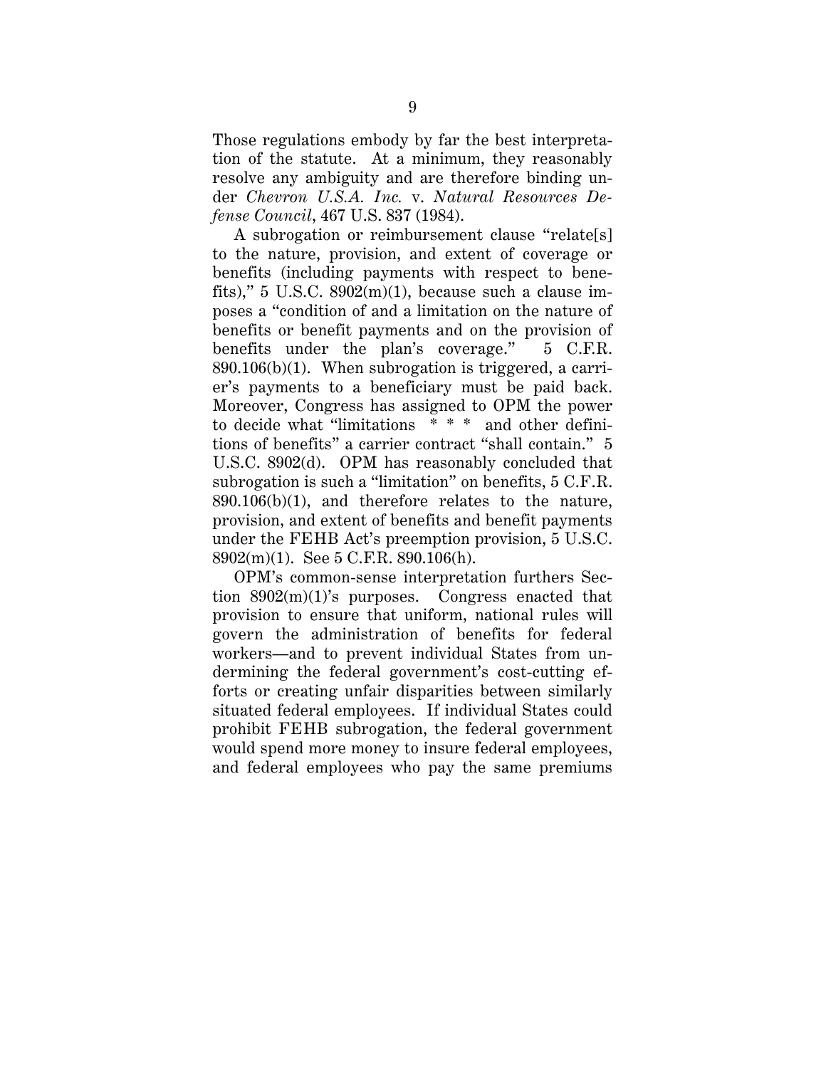Those regulations embody by far the best interpretation of the statute. At a minimum, they reasonably resolve any ambiguity and are therefore binding under *Chevron U.S.A. Inc.* v. *Natural Resources Defense Council*, 467 U.S. 837 (1984).

A subrogation or reimbursement clause "relate[s] to the nature, provision, and extent of coverage or benefits (including payments with respect to benefits)," 5 U.S.C. 8902(m)(1), because such a clause imposes a "condition of and a limitation on the nature of benefits or benefit payments and on the provision of benefits under the plan's coverage." 5 C.F.R. 890.106(b)(1). When subrogation is triggered, a carrier's payments to a beneficiary must be paid back. Moreover, Congress has assigned to OPM the power to decide what "limitations * * * and other definitions of benefits" a carrier contract "shall contain." 5 U.S.C. 8902(d). OPM has reasonably concluded that subrogation is such a "limitation" on benefits, 5 C.F.R. 890.106(b)(1), and therefore relates to the nature, provision, and extent of benefits and benefit payments under the FEHB Act's preemption provision, 5 U.S.C. 8902(m)(1). See 5 C.F.R. 890.106(h).

OPM's common-sense interpretation furthers Section 8902(m)(1)'s purposes. Congress enacted that provision to ensure that uniform, national rules will govern the administration of benefits for federal workers—and to prevent individual States from undermining the federal government's cost-cutting efforts or creating unfair disparities between similarly situated federal employees. If individual States could prohibit FEHB subrogation, the federal government would spend more money to insure federal employees, and federal employees who pay the same premiums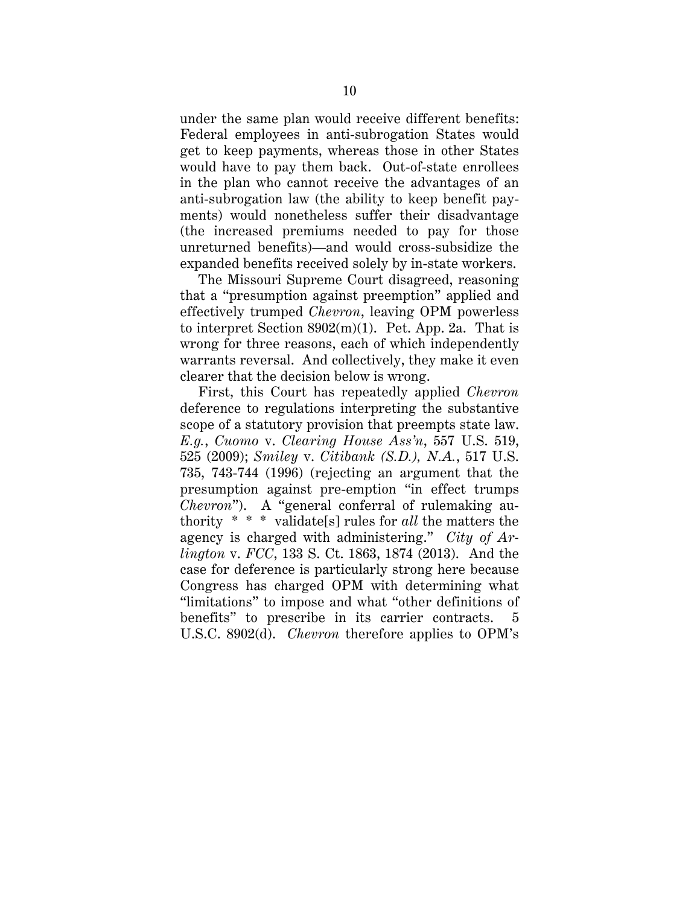under the same plan would receive different benefits: Federal employees in anti-subrogation States would get to keep payments, whereas those in other States would have to pay them back. Out-of-state enrollees in the plan who cannot receive the advantages of an anti-subrogation law (the ability to keep benefit payments) would nonetheless suffer their disadvantage (the increased premiums needed to pay for those unreturned benefits)—and would cross-subsidize the expanded benefits received solely by in-state workers.

The Missouri Supreme Court disagreed, reasoning that a "presumption against preemption" applied and effectively trumped *Chevron*, leaving OPM powerless to interpret Section 8902(m)(1). Pet. App. 2a. That is wrong for three reasons, each of which independently warrants reversal. And collectively, they make it even clearer that the decision below is wrong.

First, this Court has repeatedly applied *Chevron* deference to regulations interpreting the substantive scope of a statutory provision that preempts state law. *E.g.*, *Cuomo* v. *Clearing House Ass'n*, 557 U.S. 519, 525 (2009); *Smiley* v. *Citibank (S.D.), N.A.*, 517 U.S. 735, 743-744 (1996) (rejecting an argument that the presumption against pre-emption "in effect trumps *Chevron*"). A "general conferral of rulemaking authority * * * validate[s] rules for *all* the matters the agency is charged with administering." *City of Arlington* v. *FCC*, 133 S. Ct. 1863, 1874 (2013). And the case for deference is particularly strong here because Congress has charged OPM with determining what "limitations" to impose and what "other definitions of benefits" to prescribe in its carrier contracts. 5 U.S.C. 8902(d). *Chevron* therefore applies to OPM's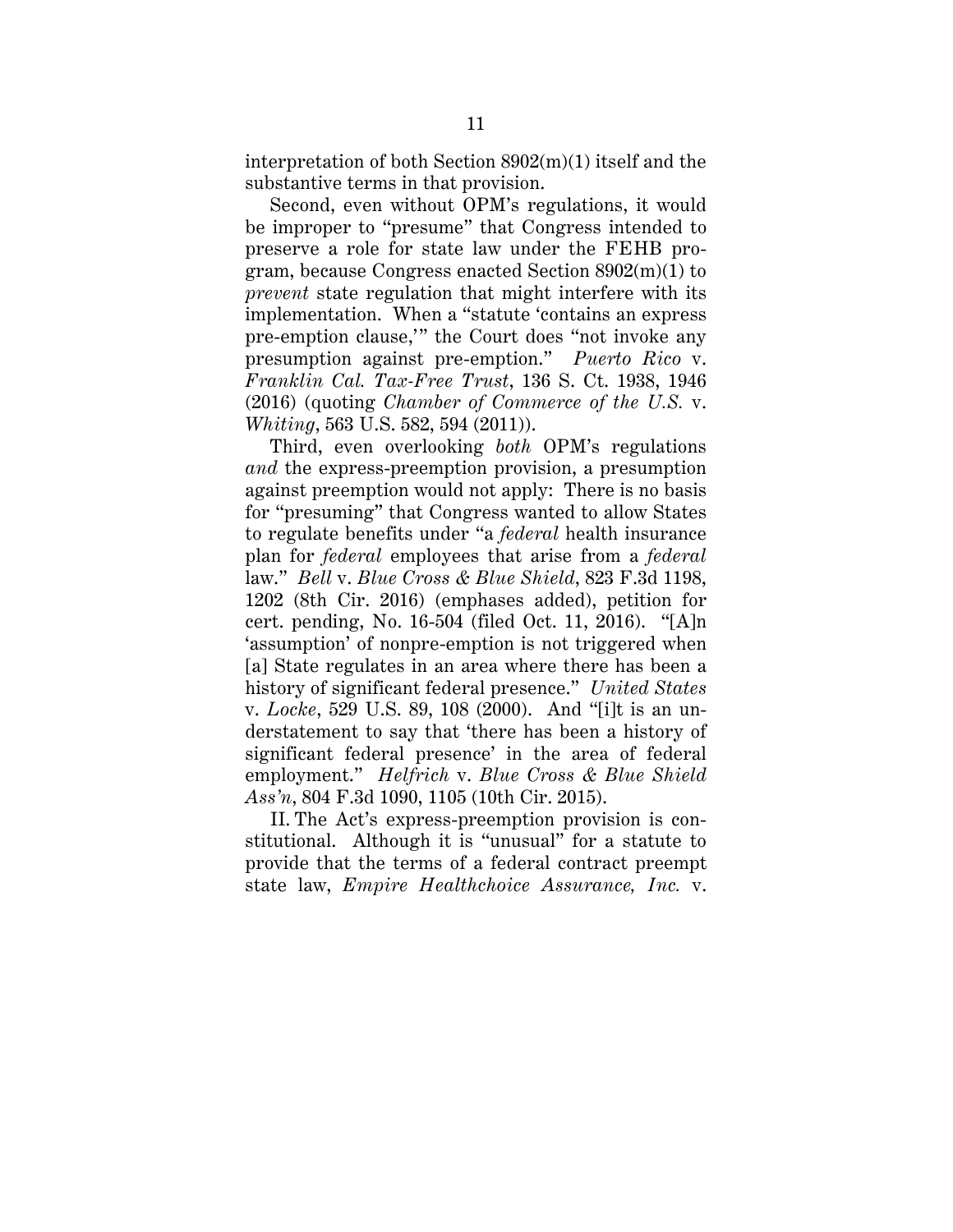interpretation of both Section 8902(m)(1) itself and the substantive terms in that provision.

Second, even without OPM's regulations, it would be improper to "presume" that Congress intended to preserve a role for state law under the FEHB program, because Congress enacted Section 8902(m)(1) to *prevent* state regulation that might interfere with its implementation. When a "statute 'contains an express pre-emption clause,'" the Court does "not invoke any presumption against pre-emption." *Puerto Rico* v. *Franklin Cal. Tax-Free Trust*, 136 S. Ct. 1938, 1946 (2016) (quoting *Chamber of Commerce of the U.S.* v. *Whiting*, 563 U.S. 582, 594 (2011)).

Third, even overlooking *both* OPM's regulations *and* the express-preemption provision, a presumption against preemption would not apply: There is no basis for "presuming" that Congress wanted to allow States to regulate benefits under "a *federal* health insurance plan for *federal* employees that arise from a *federal* law." *Bell* v. *Blue Cross & Blue Shield*, 823 F.3d 1198, 1202 (8th Cir. 2016) (emphases added), petition for cert. pending, No. 16-504 (filed Oct. 11, 2016). "[A]n 'assumption' of nonpre-emption is not triggered when [a] State regulates in an area where there has been a history of significant federal presence." *United States* v. *Locke*, 529 U.S. 89, 108 (2000). And "[i]t is an understatement to say that 'there has been a history of significant federal presence' in the area of federal employment." *Helfrich* v. *Blue Cross & Blue Shield Ass'n*, 804 F.3d 1090, 1105 (10th Cir. 2015).

II. The Act's express-preemption provision is constitutional. Although it is "unusual" for a statute to provide that the terms of a federal contract preempt state law, *Empire Healthchoice Assurance, Inc.* v.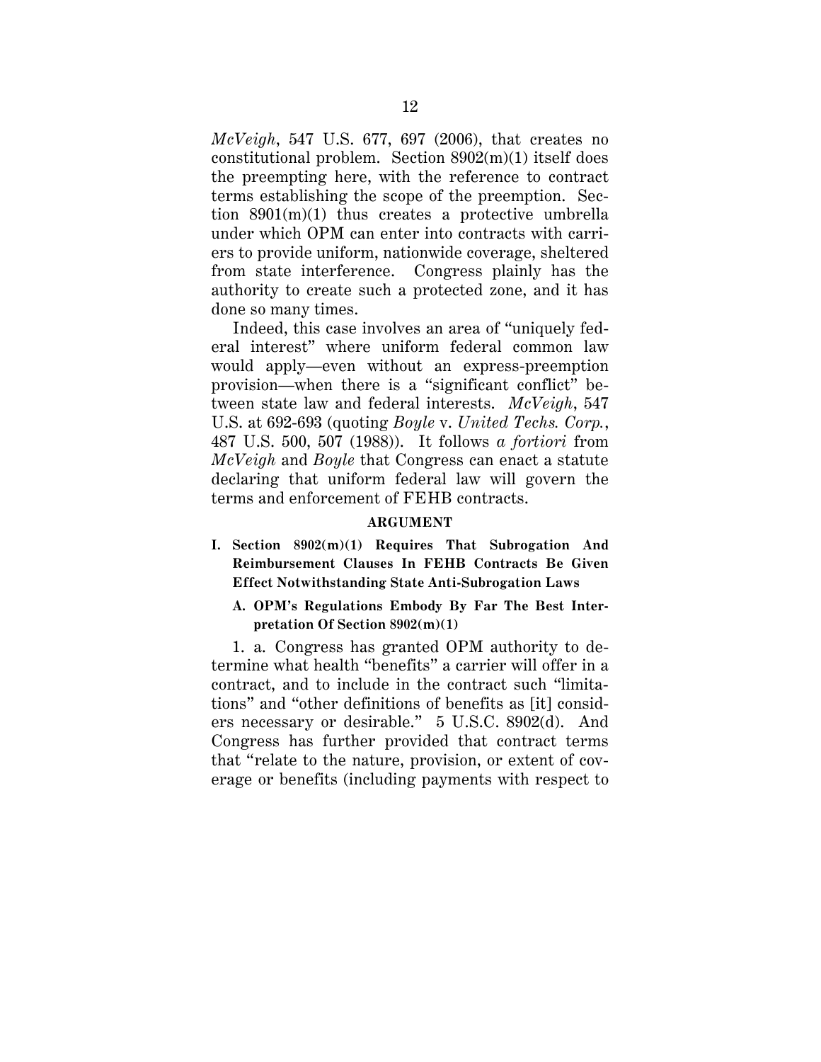*McVeigh*, 547 U.S. 677, 697 (2006), that creates no constitutional problem. Section 8902(m)(1) itself does the preempting here, with the reference to contract terms establishing the scope of the preemption. Section 8901(m)(1) thus creates a protective umbrella under which OPM can enter into contracts with carriers to provide uniform, nationwide coverage, sheltered from state interference. Congress plainly has the authority to create such a protected zone, and it has done so many times.

Indeed, this case involves an area of "uniquely federal interest" where uniform federal common law would apply—even without an express-preemption provision—when there is a "significant conflict" between state law and federal interests. *McVeigh*, 547 U.S. at 692-693 (quoting *Boyle* v. *United Techs. Corp.*, 487 U.S. 500, 507 (1988)). It follows *a fortiori* from *McVeigh* and *Boyle* that Congress can enact a statute declaring that uniform federal law will govern the terms and enforcement of FEHB contracts.

## ARGUMENT

### I. Section 8902(m)(1) Requires That Subrogation And Reimbursement Clauses In FEHB Contracts Be Given Effect Notwithstanding State Anti-Subrogation Laws

#### A. OPM's Regulations Embody By Far The Best Interpretation Of Section 8902(m)(1)

1. a. Congress has granted OPM authority to determine what health "benefits" a carrier will offer in a contract, and to include in the contract such "limitations" and "other definitions of benefits as [it] considers necessary or desirable." 5 U.S.C. 8902(d). And Congress has further provided that contract terms that "relate to the nature, provision, or extent of coverage or benefits (including payments with respect to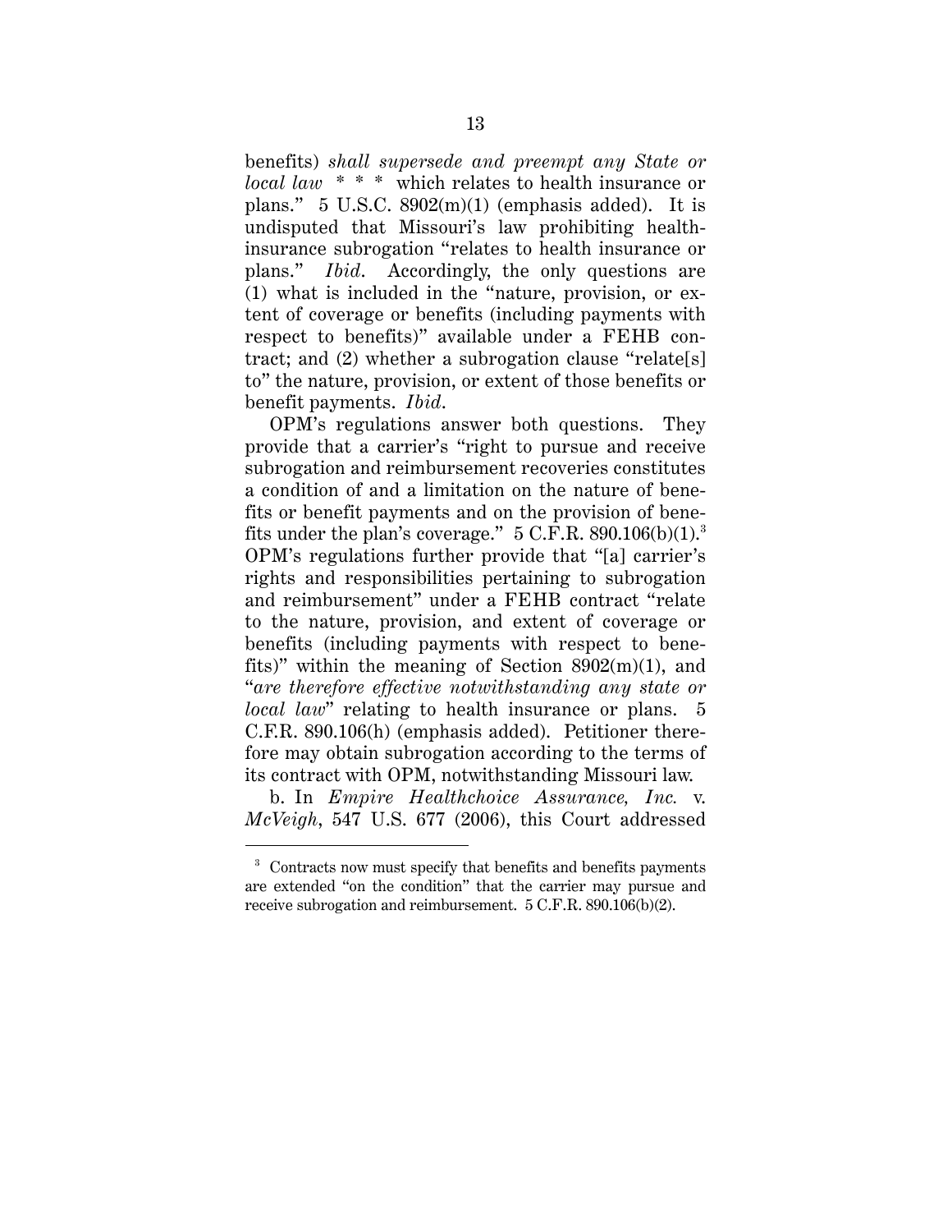benefits) *shall supersede and preempt any State or local law * * ** which relates to health insurance or plans." 5 U.S.C. 8902(m)(1) (emphasis added). It is undisputed that Missouri's law prohibiting health-insurance subrogation "relates to health insurance or plans." *Ibid*. Accordingly, the only questions are (1) what is included in the "nature, provision, or extent of coverage or benefits (including payments with respect to benefits)" available under a FEHB contract; and (2) whether a subrogation clause "relate[s] to" the nature, provision, or extent of those benefits or benefit payments. *Ibid*.

OPM's regulations answer both questions. They provide that a carrier's "right to pursue and receive subrogation and reimbursement recoveries constitutes a condition of and a limitation on the nature of benefits or benefit payments and on the provision of benefits under the plan's coverage." 5 C.F.R. 890.106(b)(1).[3] OPM's regulations further provide that "[a] carrier's rights and responsibilities pertaining to subrogation and reimbursement" under a FEHB contract "relate to the nature, provision, and extent of coverage or benefits (including payments with respect to benefits)" within the meaning of Section 8902(m)(1), and "*are therefore effective notwithstanding any state or local law*" relating to health insurance or plans. 5 C.F.R. 890.106(h) (emphasis added). Petitioner therefore may obtain subrogation according to the terms of its contract with OPM, notwithstanding Missouri law.

b. In *Empire Healthchoice Assurance, Inc.* v. *McVeigh*, 547 U.S. 677 (2006), this Court addressed

---

[3] Contracts now must specify that benefits and benefits payments are extended "on the condition" that the carrier may pursue and receive subrogation and reimbursement. 5 C.F.R. 890.106(b)(2).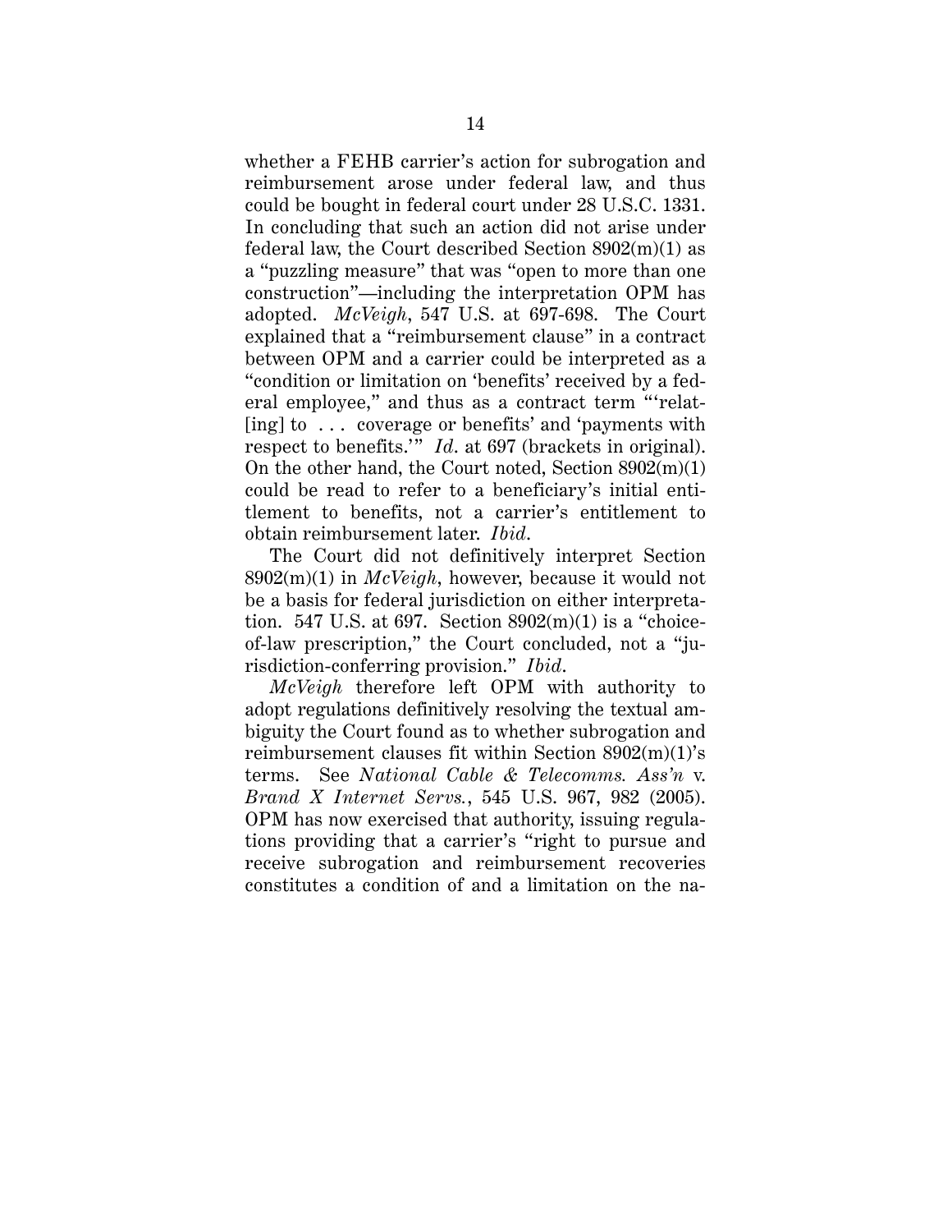whether a FEHB carrier's action for subrogation and reimbursement arose under federal law, and thus could be bought in federal court under 28 U.S.C. 1331. In concluding that such an action did not arise under federal law, the Court described Section 8902(m)(1) as a "puzzling measure" that was "open to more than one construction"—including the interpretation OPM has adopted. *McVeigh*, 547 U.S. at 697-698. The Court explained that a "reimbursement clause" in a contract between OPM and a carrier could be interpreted as a "condition or limitation on 'benefits' received by a federal employee," and thus as a contract term "'relat-[ing] to . . . coverage or benefits' and 'payments with respect to benefits.'" *Id*. at 697 (brackets in original). On the other hand, the Court noted, Section 8902(m)(1) could be read to refer to a beneficiary's initial entitlement to benefits, not a carrier's entitlement to obtain reimbursement later. *Ibid*.

The Court did not definitively interpret Section 8902(m)(1) in *McVeigh*, however, because it would not be a basis for federal jurisdiction on either interpretation. 547 U.S. at 697. Section 8902(m)(1) is a "choice-of-law prescription," the Court concluded, not a "jurisdiction-conferring provision." *Ibid*.

*McVeigh* therefore left OPM with authority to adopt regulations definitively resolving the textual ambiguity the Court found as to whether subrogation and reimbursement clauses fit within Section 8902(m)(1)'s terms. See *National Cable & Telecomms. Ass'n* v. *Brand X Internet Servs.*, 545 U.S. 967, 982 (2005). OPM has now exercised that authority, issuing regulations providing that a carrier's "right to pursue and receive subrogation and reimbursement recoveries constitutes a condition of and a limitation on the na-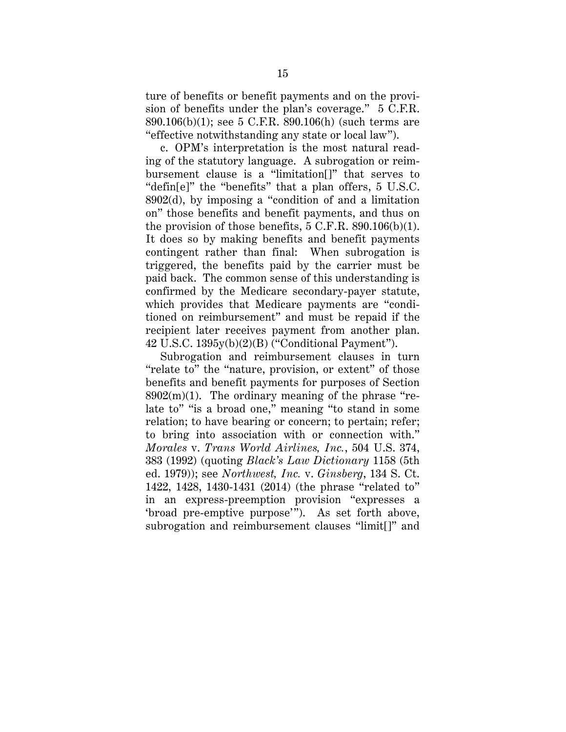ture of benefits or benefit payments and on the provision of benefits under the plan's coverage." 5 C.F.R. 890.106(b)(1); see 5 C.F.R. 890.106(h) (such terms are "effective notwithstanding any state or local law").

c. OPM's interpretation is the most natural reading of the statutory language. A subrogation or reimbursement clause is a "limitation[]" that serves to "defin[e]" the "benefits" that a plan offers, 5 U.S.C. 8902(d), by imposing a "condition of and a limitation on" those benefits and benefit payments, and thus on the provision of those benefits, 5 C.F.R. 890.106(b)(1). It does so by making benefits and benefit payments contingent rather than final: When subrogation is triggered, the benefits paid by the carrier must be paid back. The common sense of this understanding is confirmed by the Medicare secondary-payer statute, which provides that Medicare payments are "conditioned on reimbursement" and must be repaid if the recipient later receives payment from another plan. 42 U.S.C. 1395y(b)(2)(B) ("Conditional Payment").

Subrogation and reimbursement clauses in turn "relate to" the "nature, provision, or extent" of those benefits and benefit payments for purposes of Section 8902(m)(1). The ordinary meaning of the phrase "relate to" "is a broad one," meaning "to stand in some relation; to have bearing or concern; to pertain; refer; to bring into association with or connection with." *Morales* v. *Trans World Airlines, Inc.*, 504 U.S. 374, 383 (1992) (quoting *Black's Law Dictionary* 1158 (5th ed. 1979)); see *Northwest, Inc.* v. *Ginsberg*, 134 S. Ct. 1422, 1428, 1430-1431 (2014) (the phrase "related to" in an express-preemption provision "expresses a 'broad pre-emptive purpose'"). As set forth above, subrogation and reimbursement clauses "limit[]" and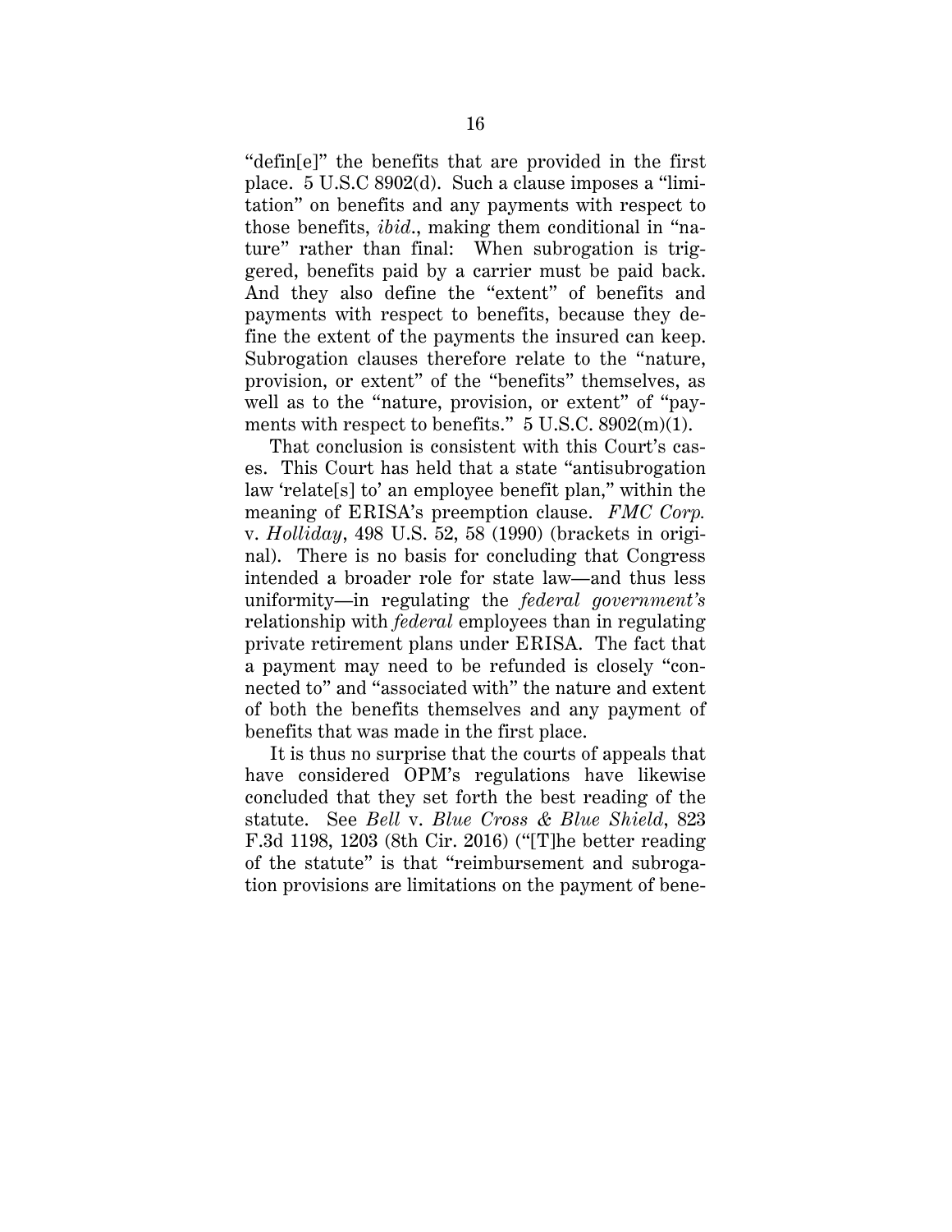"defin[e]" the benefits that are provided in the first place. 5 U.S.C 8902(d). Such a clause imposes a "limitation" on benefits and any payments with respect to those benefits, *ibid.*, making them conditional in "nature" rather than final: When subrogation is triggered, benefits paid by a carrier must be paid back. And they also define the "extent" of benefits and payments with respect to benefits, because they define the extent of the payments the insured can keep. Subrogation clauses therefore relate to the "nature, provision, or extent" of the "benefits" themselves, as well as to the "nature, provision, or extent" of "payments with respect to benefits." 5 U.S.C. 8902(m)(1).

That conclusion is consistent with this Court's cases. This Court has held that a state "antisubrogation law 'relate[s] to' an employee benefit plan," within the meaning of ERISA's preemption clause. *FMC Corp.* v. *Holliday*, 498 U.S. 52, 58 (1990) (brackets in original). There is no basis for concluding that Congress intended a broader role for state law—and thus less uniformity—in regulating the *federal government's* relationship with *federal* employees than in regulating private retirement plans under ERISA. The fact that a payment may need to be refunded is closely "connected to" and "associated with" the nature and extent of both the benefits themselves and any payment of benefits that was made in the first place.

It is thus no surprise that the courts of appeals that have considered OPM's regulations have likewise concluded that they set forth the best reading of the statute. See *Bell* v. *Blue Cross & Blue Shield*, 823 F.3d 1198, 1203 (8th Cir. 2016) ("[T]he better reading of the statute" is that "reimbursement and subrogation provisions are limitations on the payment of bene-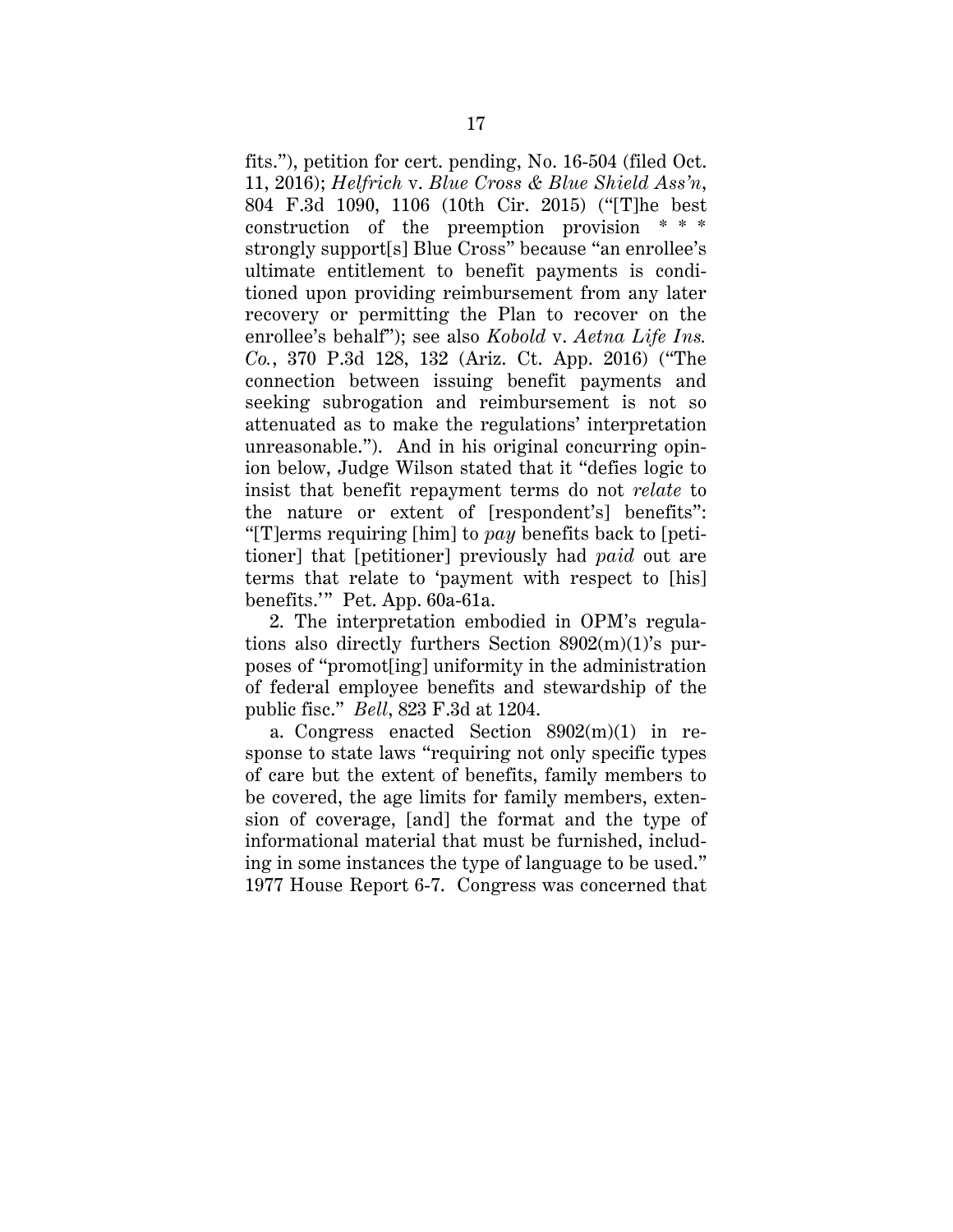fits."), petition for cert. pending, No. 16-504 (filed Oct. 11, 2016); *Helfrich* v. *Blue Cross & Blue Shield Ass'n*, 804 F.3d 1090, 1106 (10th Cir. 2015) ("[T]he best construction of the preemption provision * * * strongly support[s] Blue Cross" because "an enrollee's ultimate entitlement to benefit payments is conditioned upon providing reimbursement from any later recovery or permitting the Plan to recover on the enrollee's behalf"); see also *Kobold* v. *Aetna Life Ins. Co.*, 370 P.3d 128, 132 (Ariz. Ct. App. 2016) ("The connection between issuing benefit payments and seeking subrogation and reimbursement is not so attenuated as to make the regulations' interpretation unreasonable."). And in his original concurring opinion below, Judge Wilson stated that it "defies logic to insist that benefit repayment terms do not *relate* to the nature or extent of [respondent's] benefits": "[T]erms requiring [him] to *pay* benefits back to [petitioner] that [petitioner] previously had *paid* out are terms that relate to 'payment with respect to [his] benefits.'" Pet. App. 60a-61a.

2. The interpretation embodied in OPM's regulations also directly furthers Section 8902(m)(1)'s purposes of "promot[ing] uniformity in the administration of federal employee benefits and stewardship of the public fisc." *Bell*, 823 F.3d at 1204.

a. Congress enacted Section 8902(m)(1) in response to state laws "requiring not only specific types of care but the extent of benefits, family members to be covered, the age limits for family members, extension of coverage, [and] the format and the type of informational material that must be furnished, including in some instances the type of language to be used." 1977 House Report 6-7. Congress was concerned that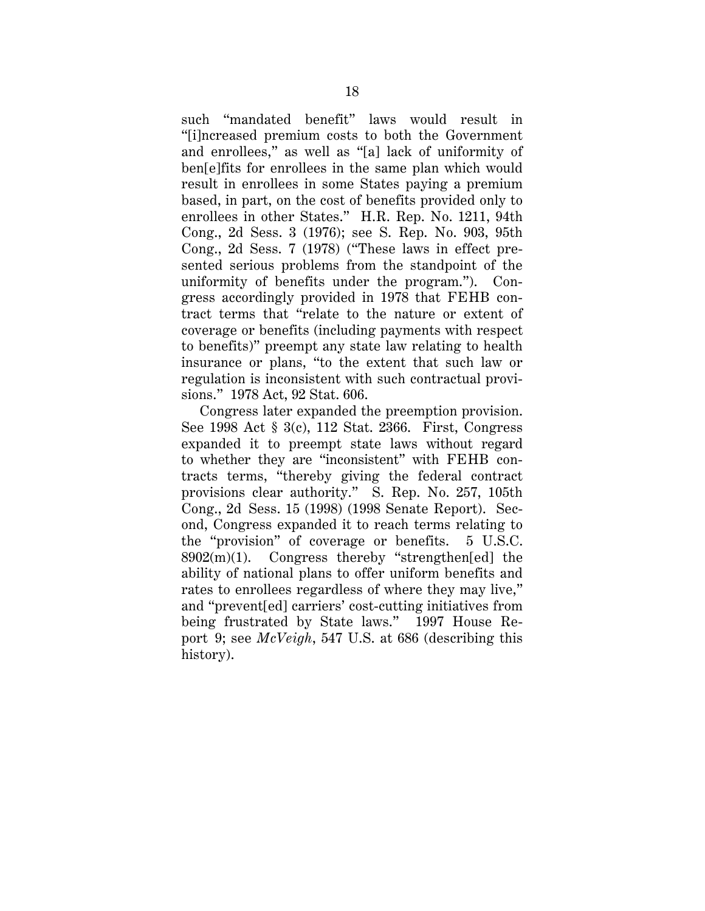such "mandated benefit" laws would result in "[i]ncreased premium costs to both the Government and enrollees," as well as "[a] lack of uniformity of ben[e]fits for enrollees in the same plan which would result in enrollees in some States paying a premium based, in part, on the cost of benefits provided only to enrollees in other States." H.R. Rep. No. 1211, 94th Cong., 2d Sess. 3 (1976); see S. Rep. No. 903, 95th Cong., 2d Sess. 7 (1978) ("These laws in effect presented serious problems from the standpoint of the uniformity of benefits under the program."). Congress accordingly provided in 1978 that FEHB contract terms that "relate to the nature or extent of coverage or benefits (including payments with respect to benefits)" preempt any state law relating to health insurance or plans, "to the extent that such law or regulation is inconsistent with such contractual provisions." 1978 Act, 92 Stat. 606.

Congress later expanded the preemption provision. See 1998 Act § 3(c), 112 Stat. 2366. First, Congress expanded it to preempt state laws without regard to whether they are "inconsistent" with FEHB contracts terms, "thereby giving the federal contract provisions clear authority." S. Rep. No. 257, 105th Cong., 2d Sess. 15 (1998) (1998 Senate Report). Second, Congress expanded it to reach terms relating to the "provision" of coverage or benefits. 5 U.S.C. 8902(m)(1). Congress thereby "strengthen[ed] the ability of national plans to offer uniform benefits and rates to enrollees regardless of where they may live," and "prevent[ed] carriers' cost-cutting initiatives from being frustrated by State laws." 1997 House Report 9; see *McVeigh*, 547 U.S. at 686 (describing this history).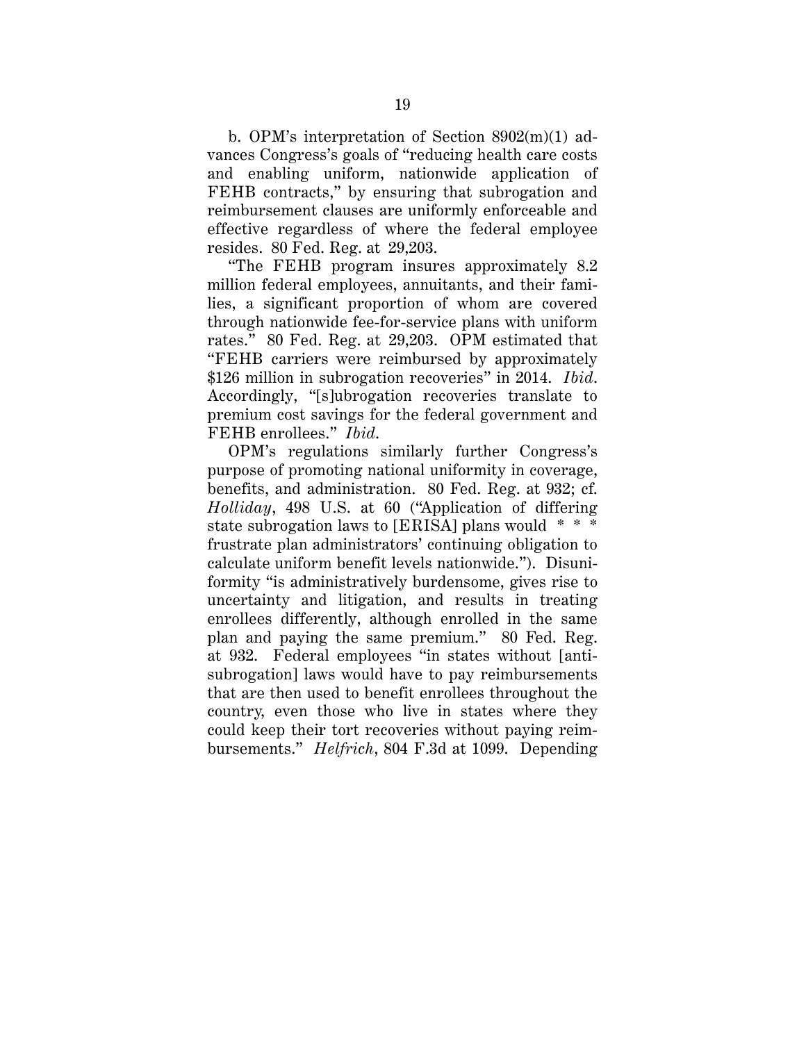b. OPM's interpretation of Section 8902(m)(1) advances Congress's goals of "reducing health care costs and enabling uniform, nationwide application of FEHB contracts," by ensuring that subrogation and reimbursement clauses are uniformly enforceable and effective regardless of where the federal employee resides. 80 Fed. Reg. at 29,203.

"The FEHB program insures approximately 8.2 million federal employees, annuitants, and their families, a significant proportion of whom are covered through nationwide fee-for-service plans with uniform rates." 80 Fed. Reg. at 29,203. OPM estimated that "FEHB carriers were reimbursed by approximately $126 million in subrogation recoveries" in 2014. *Ibid.* Accordingly, "[s]ubrogation recoveries translate to premium cost savings for the federal government and FEHB enrollees." *Ibid.*

OPM's regulations similarly further Congress's purpose of promoting national uniformity in coverage, benefits, and administration. 80 Fed. Reg. at 932; cf. *Holliday*, 498 U.S. at 60 ("Application of differing state subrogation laws to [ERISA] plans would * * * frustrate plan administrators' continuing obligation to calculate uniform benefit levels nationwide."). Disuniformity "is administratively burdensome, gives rise to uncertainty and litigation, and results in treating enrollees differently, although enrolled in the same plan and paying the same premium." 80 Fed. Reg. at 932. Federal employees "in states without [anti-subrogation] laws would have to pay reimbursements that are then used to benefit enrollees throughout the country, even those who live in states where they could keep their tort recoveries without paying reimbursements." *Helfrich*, 804 F.3d at 1099. Depending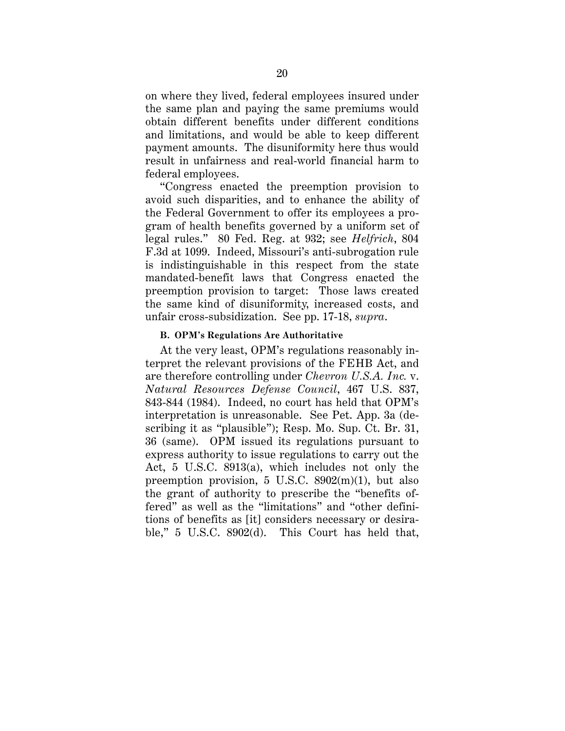on where they lived, federal employees insured under the same plan and paying the same premiums would obtain different benefits under different conditions and limitations, and would be able to keep different payment amounts. The disuniformity here thus would result in unfairness and real-world financial harm to federal employees.

"Congress enacted the preemption provision to avoid such disparities, and to enhance the ability of the Federal Government to offer its employees a program of health benefits governed by a uniform set of legal rules." 80 Fed. Reg. at 932; see *Helfrich*, 804 F.3d at 1099. Indeed, Missouri's anti-subrogation rule is indistinguishable in this respect from the state mandated-benefit laws that Congress enacted the preemption provision to target: Those laws created the same kind of disuniformity, increased costs, and unfair cross-subsidization. See pp. 17-18, *supra*.

### B. OPM's Regulations Are Authoritative

At the very least, OPM's regulations reasonably interpret the relevant provisions of the FEHB Act, and are therefore controlling under *Chevron U.S.A. Inc.* v. *Natural Resources Defense Council*, 467 U.S. 837, 843-844 (1984). Indeed, no court has held that OPM's interpretation is unreasonable. See Pet. App. 3a (describing it as "plausible"); Resp. Mo. Sup. Ct. Br. 31, 36 (same). OPM issued its regulations pursuant to express authority to issue regulations to carry out the Act, 5 U.S.C. 8913(a), which includes not only the preemption provision, 5 U.S.C. 8902(m)(1), but also the grant of authority to prescribe the "benefits offered" as well as the "limitations" and "other definitions of benefits as [it] considers necessary or desirable," 5 U.S.C. 8902(d). This Court has held that,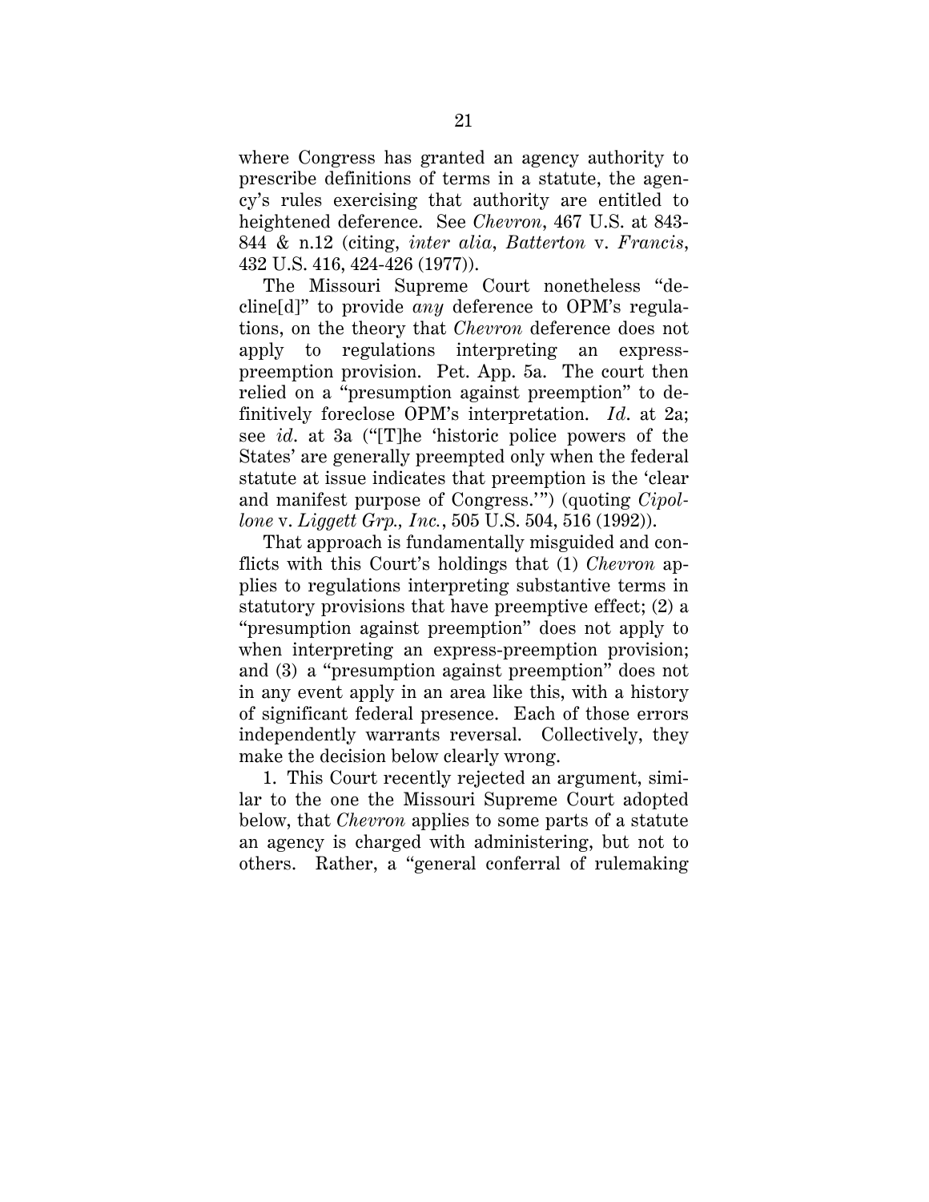where Congress has granted an agency authority to prescribe definitions of terms in a statute, the agency's rules exercising that authority are entitled to heightened deference. See *Chevron*, 467 U.S. at 843-844 & n.12 (citing, *inter alia*, *Batterton* v. *Francis*, 432 U.S. 416, 424-426 (1977)).

The Missouri Supreme Court nonetheless "decline[d]" to provide *any* deference to OPM's regulations, on the theory that *Chevron* deference does not apply to regulations interpreting an express-preemption provision. Pet. App. 5a. The court then relied on a "presumption against preemption" to definitively foreclose OPM's interpretation. *Id*. at 2a; see *id*. at 3a ("[T]he 'historic police powers of the States' are generally preempted only when the federal statute at issue indicates that preemption is the 'clear and manifest purpose of Congress.'") (quoting *Cipollone* v. *Liggett Grp., Inc.*, 505 U.S. 504, 516 (1992)).

That approach is fundamentally misguided and conflicts with this Court's holdings that (1) *Chevron* applies to regulations interpreting substantive terms in statutory provisions that have preemptive effect; (2) a "presumption against preemption" does not apply to when interpreting an express-preemption provision; and (3) a "presumption against preemption" does not in any event apply in an area like this, with a history of significant federal presence. Each of those errors independently warrants reversal. Collectively, they make the decision below clearly wrong.

1. This Court recently rejected an argument, similar to the one the Missouri Supreme Court adopted below, that *Chevron* applies to some parts of a statute an agency is charged with administering, but not to others. Rather, a "general conferral of rulemaking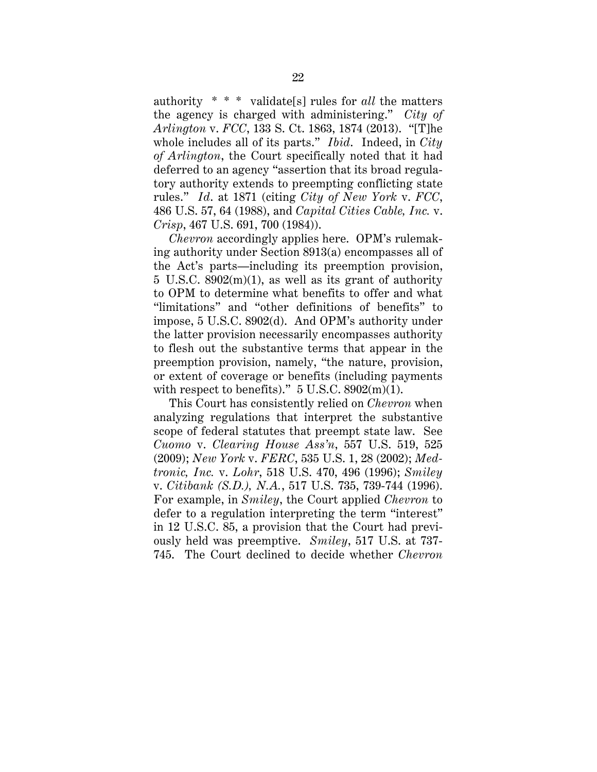authority * * * validate[s] rules for *all* the matters the agency is charged with administering." *City of Arlington* v. *FCC*, 133 S. Ct. 1863, 1874 (2013). "[T]he whole includes all of its parts." *Ibid*. Indeed, in *City of Arlington*, the Court specifically noted that it had deferred to an agency "assertion that its broad regulatory authority extends to preempting conflicting state rules." *Id*. at 1871 (citing *City of New York* v. *FCC*, 486 U.S. 57, 64 (1988), and *Capital Cities Cable, Inc.* v. *Crisp*, 467 U.S. 691, 700 (1984)).

*Chevron* accordingly applies here. OPM's rulemaking authority under Section 8913(a) encompasses all of the Act's parts—including its preemption provision, 5 U.S.C. 8902(m)(1), as well as its grant of authority to OPM to determine what benefits to offer and what "limitations" and "other definitions of benefits" to impose, 5 U.S.C. 8902(d). And OPM's authority under the latter provision necessarily encompasses authority to flesh out the substantive terms that appear in the preemption provision, namely, "the nature, provision, or extent of coverage or benefits (including payments with respect to benefits)." 5 U.S.C. 8902(m)(1).

This Court has consistently relied on *Chevron* when analyzing regulations that interpret the substantive scope of federal statutes that preempt state law. See *Cuomo* v. *Clearing House Ass'n*, 557 U.S. 519, 525 (2009); *New York* v. *FERC*, 535 U.S. 1, 28 (2002); *Medtronic, Inc.* v. *Lohr*, 518 U.S. 470, 496 (1996); *Smiley* v. *Citibank (S.D.), N.A.*, 517 U.S. 735, 739-744 (1996). For example, in *Smiley*, the Court applied *Chevron* to defer to a regulation interpreting the term "interest" in 12 U.S.C. 85, a provision that the Court had previously held was preemptive. *Smiley*, 517 U.S. at 737-745. The Court declined to decide whether *Chevron*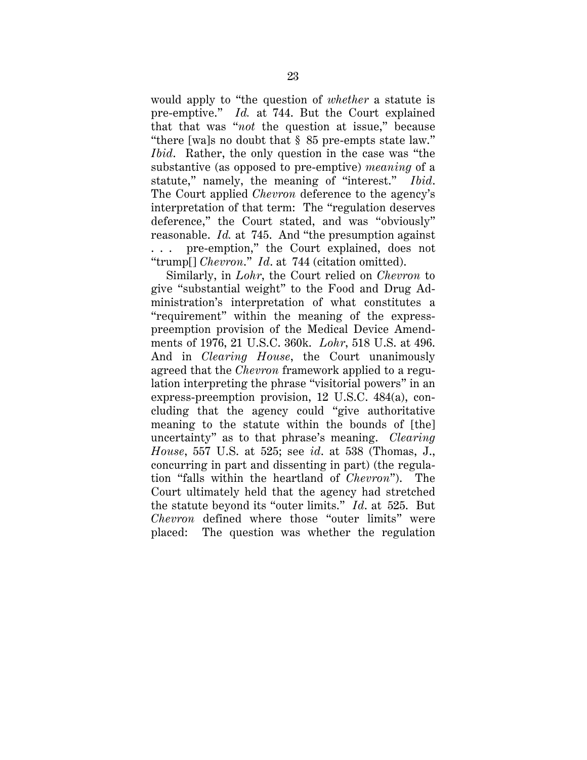would apply to "the question of *whether* a statute is pre-emptive." *Id.* at 744. But the Court explained that that was "*not* the question at issue," because "there [wa]s no doubt that § 85 pre-empts state law." *Ibid.* Rather, the only question in the case was "the substantive (as opposed to pre-emptive) *meaning* of a statute," namely, the meaning of "interest." *Ibid.* The Court applied *Chevron* deference to the agency's interpretation of that term: The "regulation deserves deference," the Court stated, and was "obviously" reasonable. *Id.* at 745. And "the presumption against . . . pre-emption," the Court explained, does not "trump[] *Chevron*." *Id.* at 744 (citation omitted).

Similarly, in *Lohr*, the Court relied on *Chevron* to give "substantial weight" to the Food and Drug Administration's interpretation of what constitutes a "requirement" within the meaning of the express-preemption provision of the Medical Device Amendments of 1976, 21 U.S.C. 360k. *Lohr*, 518 U.S. at 496. And in *Clearing House*, the Court unanimously agreed that the *Chevron* framework applied to a regulation interpreting the phrase "visitorial powers" in an express-preemption provision, 12 U.S.C. 484(a), concluding that the agency could "give authoritative meaning to the statute within the bounds of [the] uncertainty" as to that phrase's meaning. *Clearing House*, 557 U.S. at 525; see *id.* at 538 (Thomas, J., concurring in part and dissenting in part) (the regulation "falls within the heartland of *Chevron*"). The Court ultimately held that the agency had stretched the statute beyond its "outer limits." *Id.* at 525. But *Chevron* defined where those "outer limits" were placed: The question was whether the regulation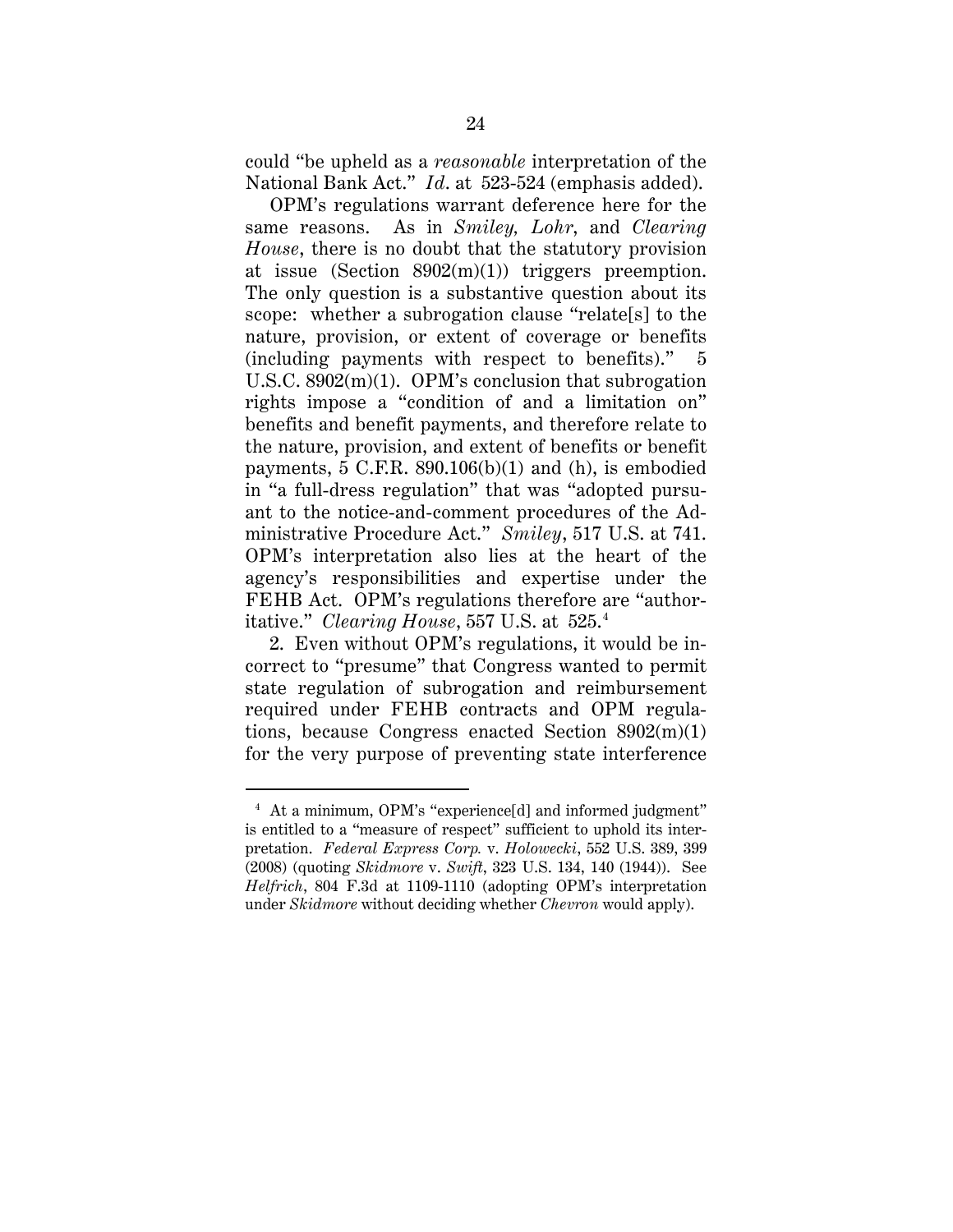could "be upheld as a *reasonable* interpretation of the National Bank Act." *Id*. at 523-524 (emphasis added).

OPM's regulations warrant deference here for the same reasons. As in *Smiley, Lohr*, and *Clearing House*, there is no doubt that the statutory provision at issue (Section 8902(m)(1)) triggers preemption. The only question is a substantive question about its scope: whether a subrogation clause "relate[s] to the nature, provision, or extent of coverage or benefits (including payments with respect to benefits)." 5 U.S.C. 8902(m)(1). OPM's conclusion that subrogation rights impose a "condition of and a limitation on" benefits and benefit payments, and therefore relate to the nature, provision, and extent of benefits or benefit payments, 5 C.F.R. 890.106(b)(1) and (h), is embodied in "a full-dress regulation" that was "adopted pursuant to the notice-and-comment procedures of the Administrative Procedure Act." *Smiley*, 517 U.S. at 741. OPM's interpretation also lies at the heart of the agency's responsibilities and expertise under the FEHB Act. OPM's regulations therefore are "authoritative." *Clearing House*, 557 U.S. at 525.[4]

2. Even without OPM's regulations, it would be incorrect to "presume" that Congress wanted to permit state regulation of subrogation and reimbursement required under FEHB contracts and OPM regulations, because Congress enacted Section 8902(m)(1) for the very purpose of preventing state interference

---

[4] At a minimum, OPM's "experience[d] and informed judgment" is entitled to a "measure of respect" sufficient to uphold its interpretation. *Federal Express Corp.* v. *Holowecki*, 552 U.S. 389, 399 (2008) (quoting *Skidmore* v. *Swift*, 323 U.S. 134, 140 (1944)). See *Helfrich*, 804 F.3d at 1109-1110 (adopting OPM's interpretation under *Skidmore* without deciding whether *Chevron* would apply).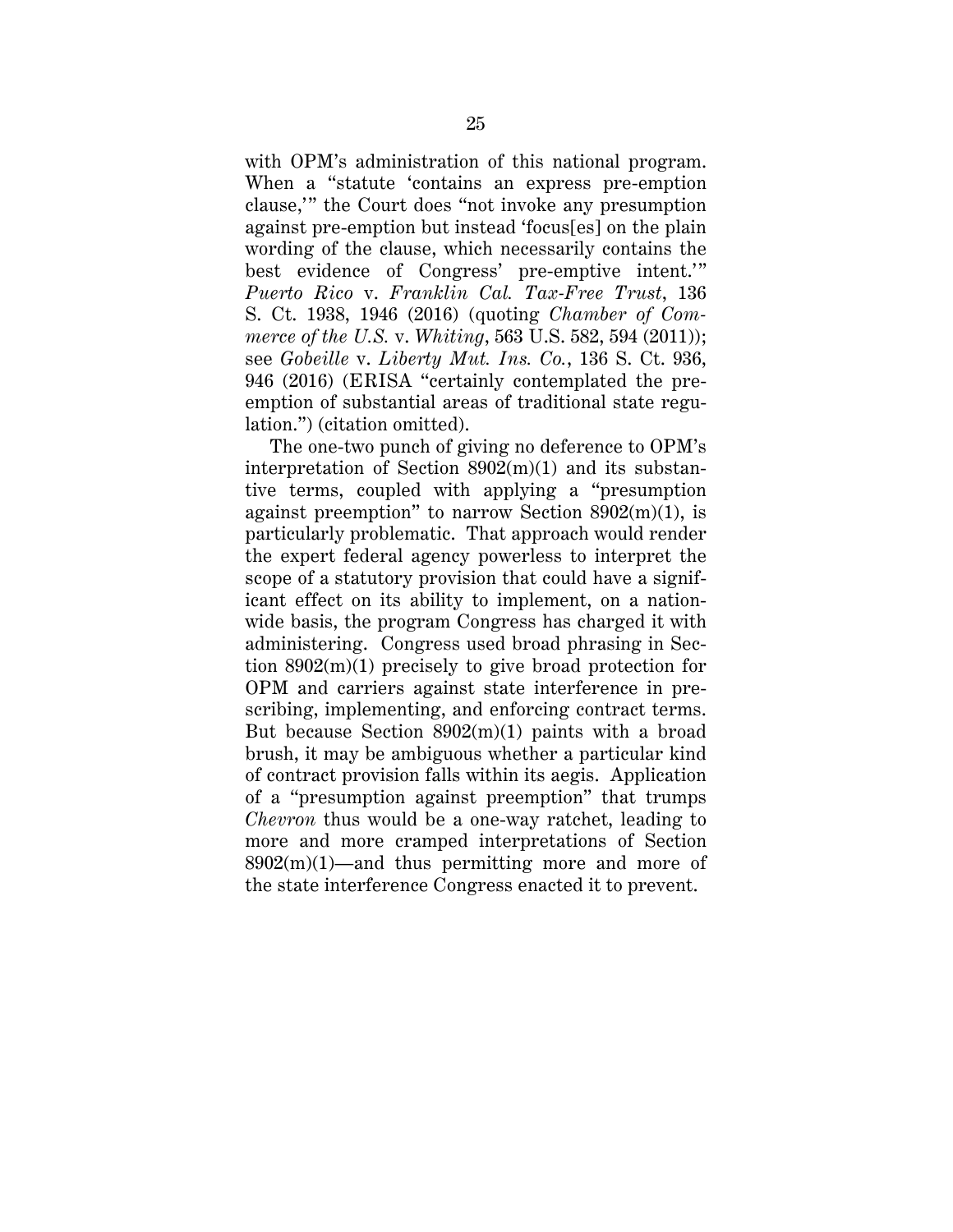with OPM's administration of this national program. When a "statute 'contains an express pre-emption clause,'" the Court does "not invoke any presumption against pre-emption but instead 'focus[es] on the plain wording of the clause, which necessarily contains the best evidence of Congress' pre-emptive intent.'" *Puerto Rico* v. *Franklin Cal. Tax-Free Trust*, 136 S. Ct. 1938, 1946 (2016) (quoting *Chamber of Commerce of the U.S.* v. *Whiting*, 563 U.S. 582, 594 (2011)); see *Gobeille* v. *Liberty Mut. Ins. Co.*, 136 S. Ct. 936, 946 (2016) (ERISA "certainly contemplated the preemption of substantial areas of traditional state regulation.") (citation omitted).

The one-two punch of giving no deference to OPM's interpretation of Section 8902(m)(1) and its substantive terms, coupled with applying a "presumption against preemption" to narrow Section 8902(m)(1), is particularly problematic. That approach would render the expert federal agency powerless to interpret the scope of a statutory provision that could have a significant effect on its ability to implement, on a nationwide basis, the program Congress has charged it with administering. Congress used broad phrasing in Section 8902(m)(1) precisely to give broad protection for OPM and carriers against state interference in prescribing, implementing, and enforcing contract terms. But because Section 8902(m)(1) paints with a broad brush, it may be ambiguous whether a particular kind of contract provision falls within its aegis. Application of a "presumption against preemption" that trumps *Chevron* thus would be a one-way ratchet, leading to more and more cramped interpretations of Section 8902(m)(1)—and thus permitting more and more of the state interference Congress enacted it to prevent.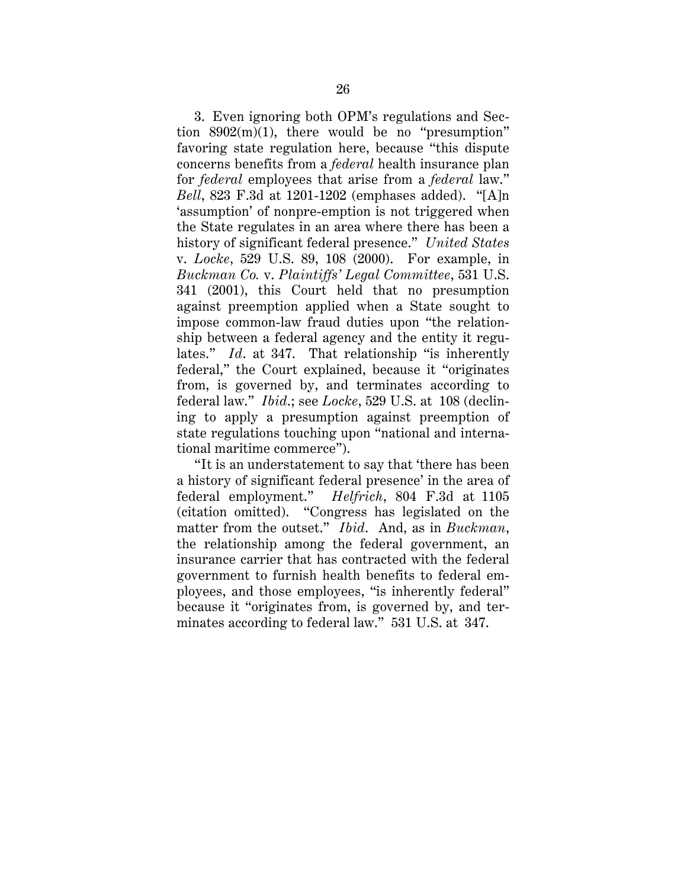3. Even ignoring both OPM's regulations and Section 8902(m)(1), there would be no "presumption" favoring state regulation here, because "this dispute concerns benefits from a *federal* health insurance plan for *federal* employees that arise from a *federal* law." *Bell*, 823 F.3d at 1201-1202 (emphases added). "[A]n 'assumption' of nonpre-emption is not triggered when the State regulates in an area where there has been a history of significant federal presence." *United States* v. *Locke*, 529 U.S. 89, 108 (2000). For example, in *Buckman Co.* v. *Plaintiffs' Legal Committee*, 531 U.S. 341 (2001), this Court held that no presumption against preemption applied when a State sought to impose common-law fraud duties upon "the relationship between a federal agency and the entity it regulates." *Id*. at 347. That relationship "is inherently federal," the Court explained, because it "originates from, is governed by, and terminates according to federal law." *Ibid*.; see *Locke*, 529 U.S. at 108 (declining to apply a presumption against preemption of state regulations touching upon "national and international maritime commerce").

"It is an understatement to say that 'there has been a history of significant federal presence' in the area of federal employment." *Helfrich*, 804 F.3d at 1105 (citation omitted). "Congress has legislated on the matter from the outset." *Ibid*. And, as in *Buckman*, the relationship among the federal government, an insurance carrier that has contracted with the federal government to furnish health benefits to federal employees, and those employees, "is inherently federal" because it "originates from, is governed by, and terminates according to federal law." 531 U.S. at 347.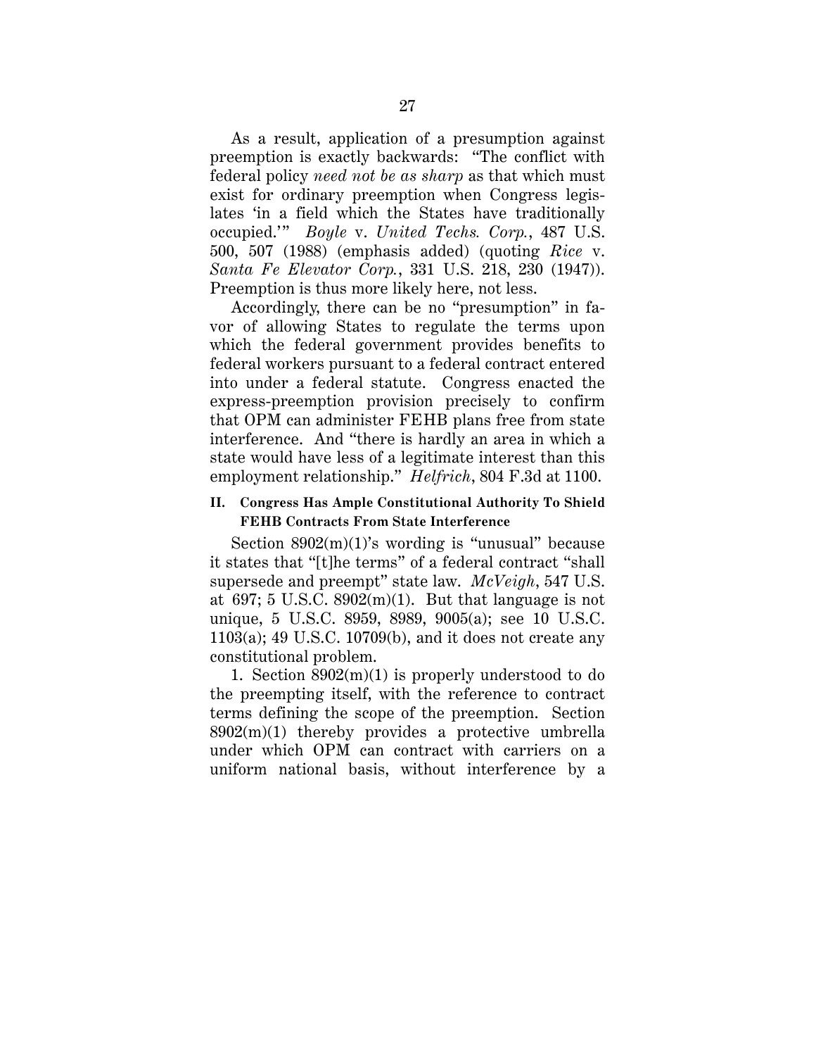As a result, application of a presumption against preemption is exactly backwards: "The conflict with federal policy *need not be as sharp* as that which must exist for ordinary preemption when Congress legislates 'in a field which the States have traditionally occupied.'" *Boyle* v. *United Techs. Corp.*, 487 U.S. 500, 507 (1988) (emphasis added) (quoting *Rice* v. *Santa Fe Elevator Corp.*, 331 U.S. 218, 230 (1947)). Preemption is thus more likely here, not less.

Accordingly, there can be no "presumption" in favor of allowing States to regulate the terms upon which the federal government provides benefits to federal workers pursuant to a federal contract entered into under a federal statute. Congress enacted the express-preemption provision precisely to confirm that OPM can administer FEHB plans free from state interference. And "there is hardly an area in which a state would have less of a legitimate interest than this employment relationship." *Helfrich*, 804 F.3d at 1100.

## II. Congress Has Ample Constitutional Authority To Shield FEHB Contracts From State Interference

Section 8902(m)(1)'s wording is "unusual" because it states that "[t]he terms" of a federal contract "shall supersede and preempt" state law. *McVeigh*, 547 U.S. at 697; 5 U.S.C. 8902(m)(1). But that language is not unique, 5 U.S.C. 8959, 8989, 9005(a); see 10 U.S.C. 1103(a); 49 U.S.C. 10709(b), and it does not create any constitutional problem.

1. Section 8902(m)(1) is properly understood to do the preempting itself, with the reference to contract terms defining the scope of the preemption. Section 8902(m)(1) thereby provides a protective umbrella under which OPM can contract with carriers on a uniform national basis, without interference by a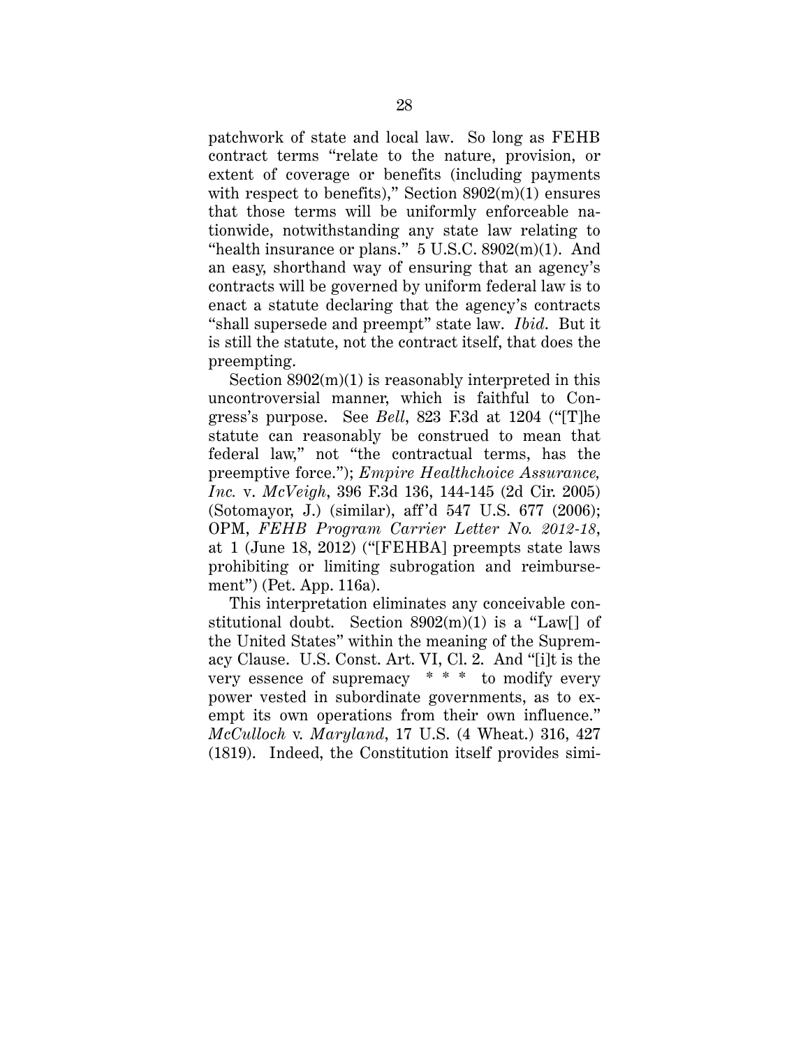patchwork of state and local law. So long as FEHB contract terms "relate to the nature, provision, or extent of coverage or benefits (including payments with respect to benefits)," Section 8902(m)(1) ensures that those terms will be uniformly enforceable nationwide, notwithstanding any state law relating to "health insurance or plans." 5 U.S.C. 8902(m)(1). And an easy, shorthand way of ensuring that an agency's contracts will be governed by uniform federal law is to enact a statute declaring that the agency's contracts "shall supersede and preempt" state law. *Ibid*. But it is still the statute, not the contract itself, that does the preempting.

Section 8902(m)(1) is reasonably interpreted in this uncontroversial manner, which is faithful to Congress's purpose. See *Bell*, 823 F.3d at 1204 ("[T]he statute can reasonably be construed to mean that federal law," not "the contractual terms, has the preemptive force."); *Empire Healthchoice Assurance, Inc.* v. *McVeigh*, 396 F.3d 136, 144-145 (2d Cir. 2005) (Sotomayor, J.) (similar), aff'd 547 U.S. 677 (2006); OPM, *FEHB Program Carrier Letter No. 2012-18*, at 1 (June 18, 2012) ("[FEHBA] preempts state laws prohibiting or limiting subrogation and reimbursement") (Pet. App. 116a).

This interpretation eliminates any conceivable constitutional doubt. Section 8902(m)(1) is a "Law[] of the United States" within the meaning of the Supremacy Clause. U.S. Const. Art. VI, Cl. 2. And "[i]t is the very essence of supremacy * * * to modify every power vested in subordinate governments, as to exempt its own operations from their own influence." *McCulloch* v. *Maryland*, 17 U.S. (4 Wheat.) 316, 427 (1819). Indeed, the Constitution itself provides simi-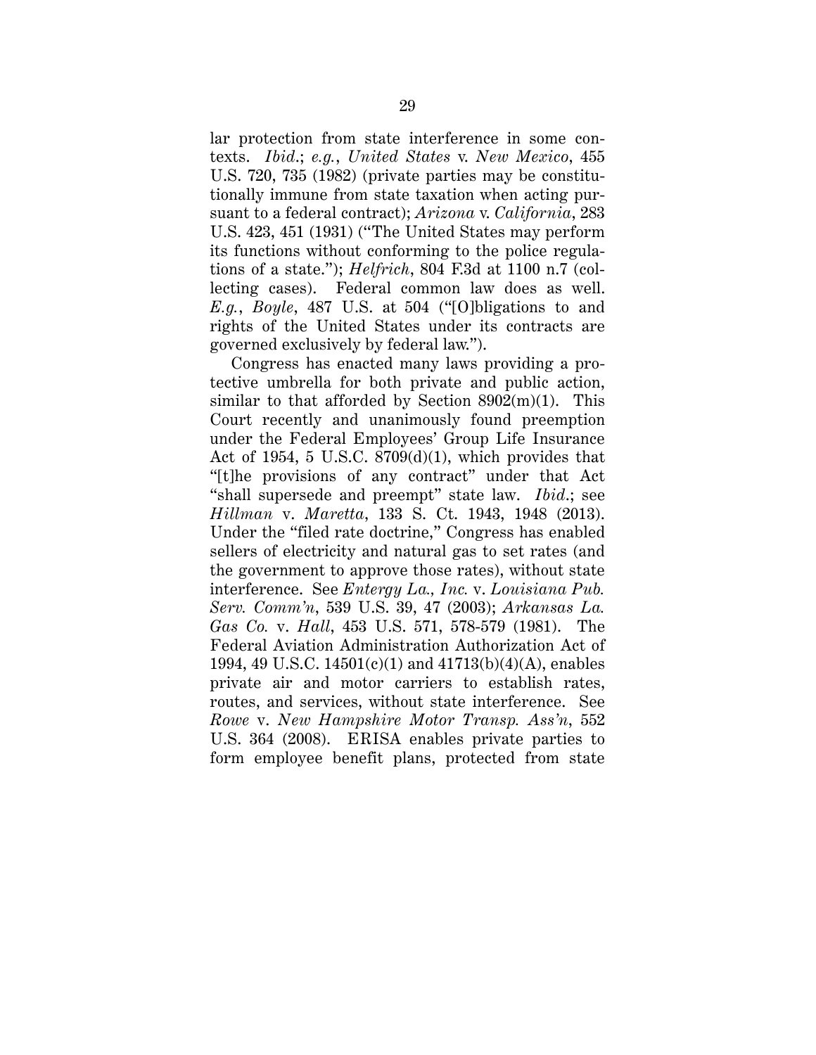lar protection from state interference in some contexts. *Ibid.*; *e.g.*, *United States* v. *New Mexico*, 455 U.S. 720, 735 (1982) (private parties may be constitutionally immune from state taxation when acting pursuant to a federal contract); *Arizona* v. *California*, 283 U.S. 423, 451 (1931) ("The United States may perform its functions without conforming to the police regulations of a state."); *Helfrich*, 804 F.3d at 1100 n.7 (collecting cases). Federal common law does as well. *E.g.*, *Boyle*, 487 U.S. at 504 ("[O]bligations to and rights of the United States under its contracts are governed exclusively by federal law.").

Congress has enacted many laws providing a protective umbrella for both private and public action, similar to that afforded by Section 8902(m)(1). This Court recently and unanimously found preemption under the Federal Employees' Group Life Insurance Act of 1954, 5 U.S.C. 8709(d)(1), which provides that "[t]he provisions of any contract" under that Act "shall supersede and preempt" state law. *Ibid.*; see *Hillman* v. *Maretta*, 133 S. Ct. 1943, 1948 (2013). Under the "filed rate doctrine," Congress has enabled sellers of electricity and natural gas to set rates (and the government to approve those rates), without state interference. See *Entergy La., Inc.* v. *Louisiana Pub. Serv. Comm'n*, 539 U.S. 39, 47 (2003); *Arkansas La. Gas Co.* v. *Hall*, 453 U.S. 571, 578-579 (1981). The Federal Aviation Administration Authorization Act of 1994, 49 U.S.C. 14501(c)(1) and 41713(b)(4)(A), enables private air and motor carriers to establish rates, routes, and services, without state interference. See *Rowe* v. *New Hampshire Motor Transp. Ass'n*, 552 U.S. 364 (2008). ERISA enables private parties to form employee benefit plans, protected from state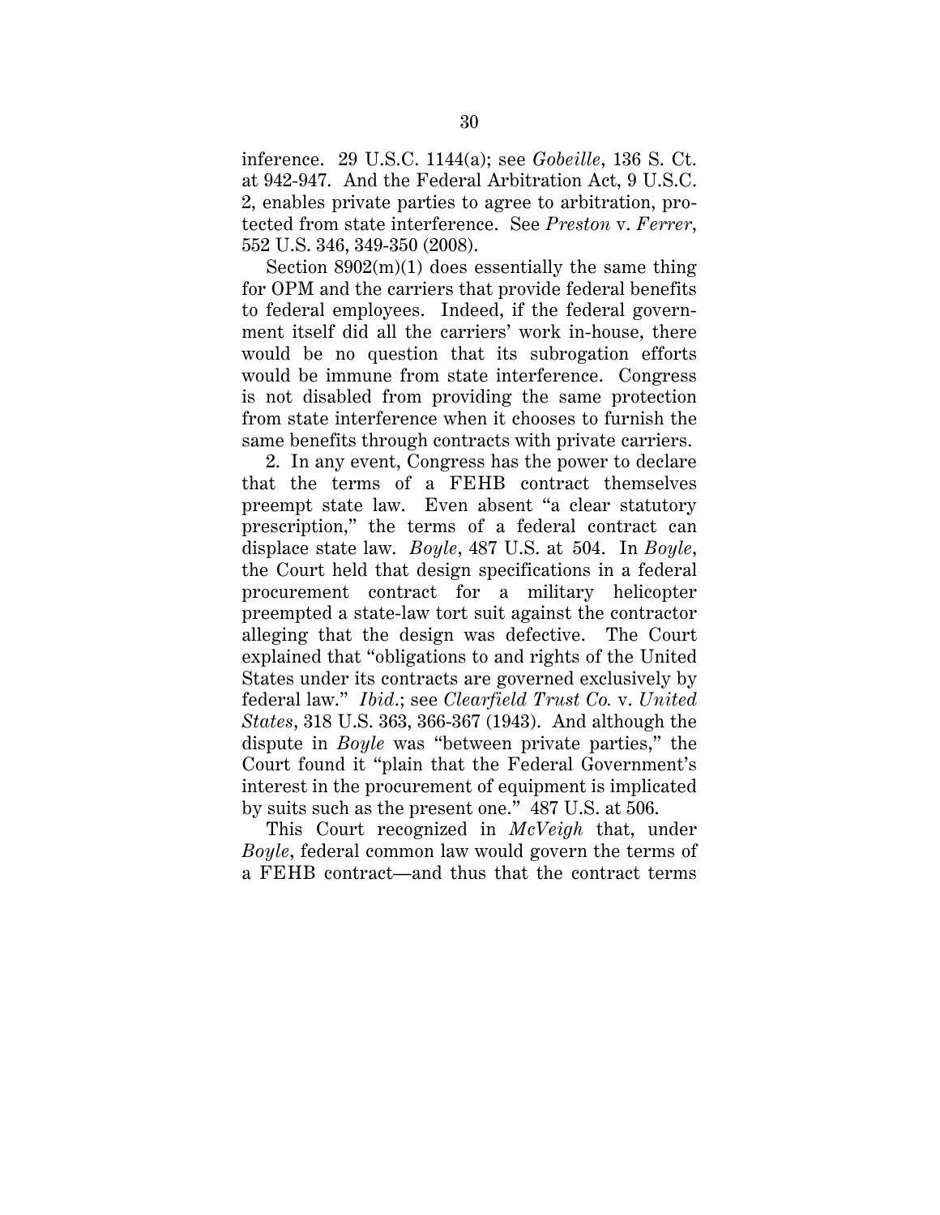inference. 29 U.S.C. 1144(a); see *Gobeille*, 136 S. Ct. at 942-947. And the Federal Arbitration Act, 9 U.S.C. 2, enables private parties to agree to arbitration, protected from state interference. See *Preston* v. *Ferrer*, 552 U.S. 346, 349-350 (2008).

Section 8902(m)(1) does essentially the same thing for OPM and the carriers that provide federal benefits to federal employees. Indeed, if the federal government itself did all the carriers' work in-house, there would be no question that its subrogation efforts would be immune from state interference. Congress is not disabled from providing the same protection from state interference when it chooses to furnish the same benefits through contracts with private carriers.

2. In any event, Congress has the power to declare that the terms of a FEHB contract themselves preempt state law. Even absent "a clear statutory prescription," the terms of a federal contract can displace state law. *Boyle*, 487 U.S. at 504. In *Boyle*, the Court held that design specifications in a federal procurement contract for a military helicopter preempted a state-law tort suit against the contractor alleging that the design was defective. The Court explained that "obligations to and rights of the United States under its contracts are governed exclusively by federal law." *Ibid.*; see *Clearfield Trust Co.* v. *United States*, 318 U.S. 363, 366-367 (1943). And although the dispute in *Boyle* was "between private parties," the Court found it "plain that the Federal Government's interest in the procurement of equipment is implicated by suits such as the present one." 487 U.S. at 506.

This Court recognized in *McVeigh* that, under *Boyle*, federal common law would govern the terms of a FEHB contract—and thus that the contract terms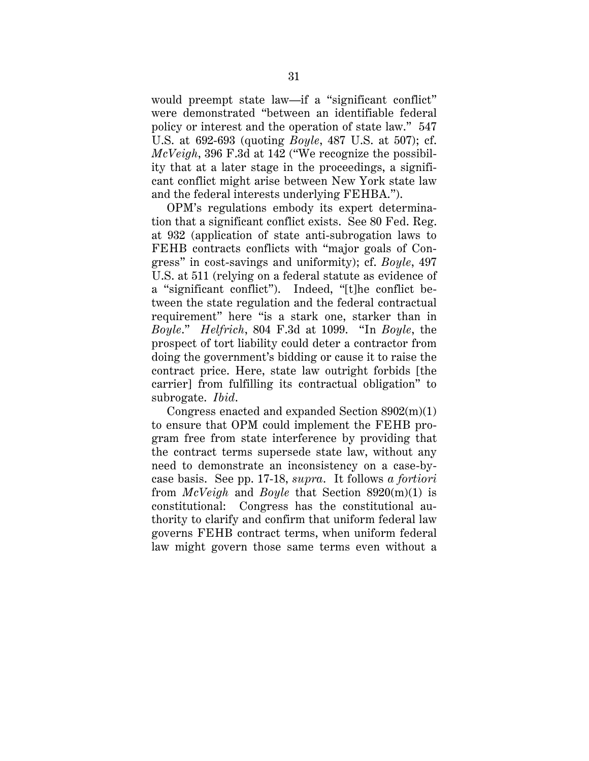would preempt state law—if a "significant conflict" were demonstrated "between an identifiable federal policy or interest and the operation of state law." 547 U.S. at 692-693 (quoting *Boyle*, 487 U.S. at 507); cf. *McVeigh*, 396 F.3d at 142 ("We recognize the possibility that at a later stage in the proceedings, a significant conflict might arise between New York state law and the federal interests underlying FEHBA.").

OPM's regulations embody its expert determination that a significant conflict exists. See 80 Fed. Reg. at 932 (application of state anti-subrogation laws to FEHB contracts conflicts with "major goals of Congress" in cost-savings and uniformity); cf. *Boyle*, 497 U.S. at 511 (relying on a federal statute as evidence of a "significant conflict"). Indeed, "[t]he conflict between the state regulation and the federal contractual requirement" here "is a stark one, starker than in *Boyle*." *Helfrich*, 804 F.3d at 1099. "In *Boyle*, the prospect of tort liability could deter a contractor from doing the government's bidding or cause it to raise the contract price. Here, state law outright forbids [the carrier] from fulfilling its contractual obligation" to subrogate. *Ibid*.

Congress enacted and expanded Section 8902(m)(1) to ensure that OPM could implement the FEHB program free from state interference by providing that the contract terms supersede state law, without any need to demonstrate an inconsistency on a case-by-case basis. See pp. 17-18, *supra*. It follows *a fortiori* from *McVeigh* and *Boyle* that Section 8920(m)(1) is constitutional: Congress has the constitutional authority to clarify and confirm that uniform federal law governs FEHB contract terms, when uniform federal law might govern those same terms even without a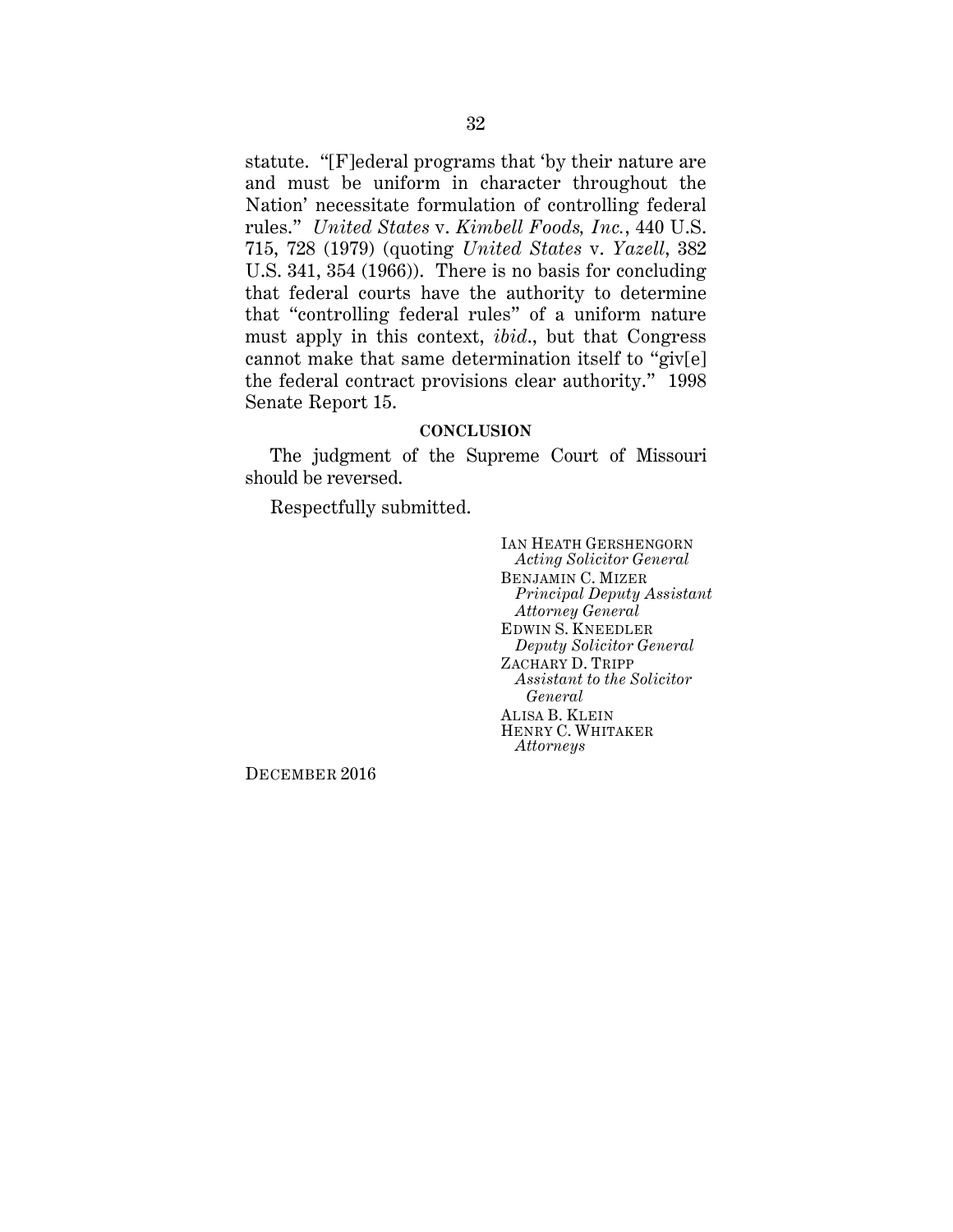statute. "[F]ederal programs that 'by their nature are and must be uniform in character throughout the Nation' necessitate formulation of controlling federal rules." *United States* v. *Kimbell Foods, Inc.*, 440 U.S. 715, 728 (1979) (quoting *United States* v. *Yazell*, 382 U.S. 341, 354 (1966)). There is no basis for concluding that federal courts have the authority to determine that "controlling federal rules" of a uniform nature must apply in this context, *ibid.*, but that Congress cannot make that same determination itself to "giv[e] the federal contract provisions clear authority." 1998 Senate Report 15.

## CONCLUSION

The judgment of the Supreme Court of Missouri should be reversed.

Respectfully submitted.

IAN HEATH GERSHENGORN
*Acting Solicitor General*
BENJAMIN C. MIZER
*Principal Deputy Assistant Attorney General*
EDWIN S. KNEEDLER
*Deputy Solicitor General*
ZACHARY D. TRIPP
*Assistant to the Solicitor General*
ALISA B. KLEIN
HENRY C. WHITAKER
*Attorneys*

DECEMBER 2016